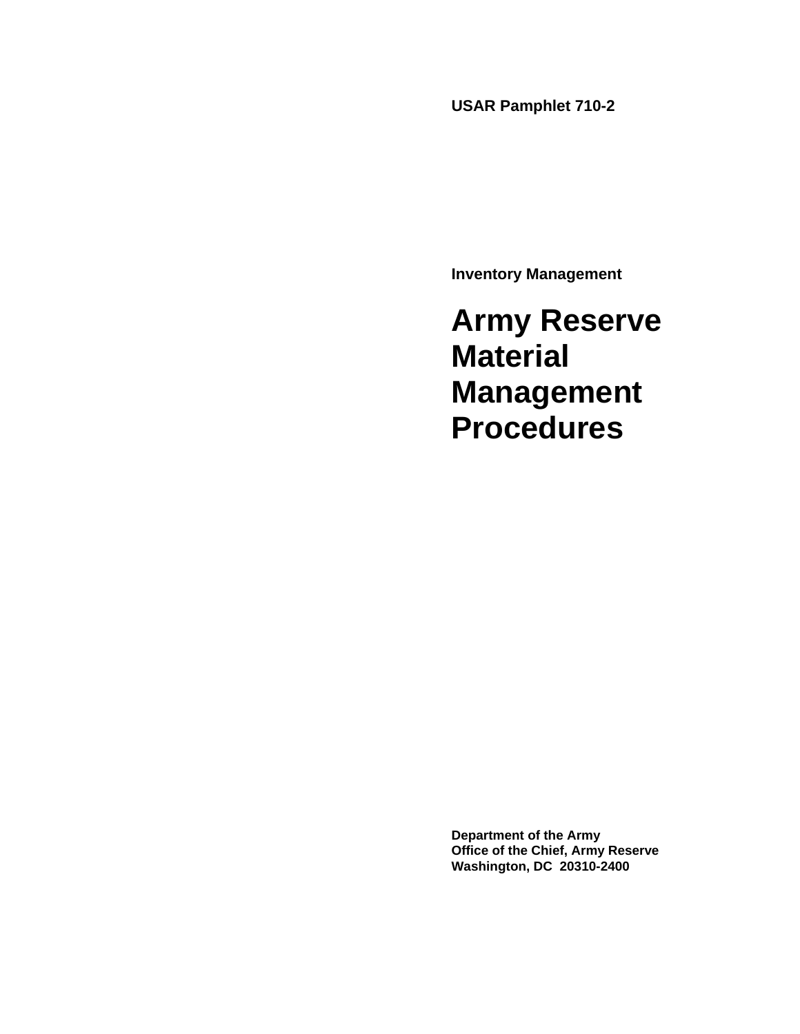**USAR Pamphlet 710-2**

**Inventory Management**

# Army Reserve Material Management Procedures

**Department of the Army**
**Office of the Chief, Army Reserve**
**Washington, DC 20310-2400**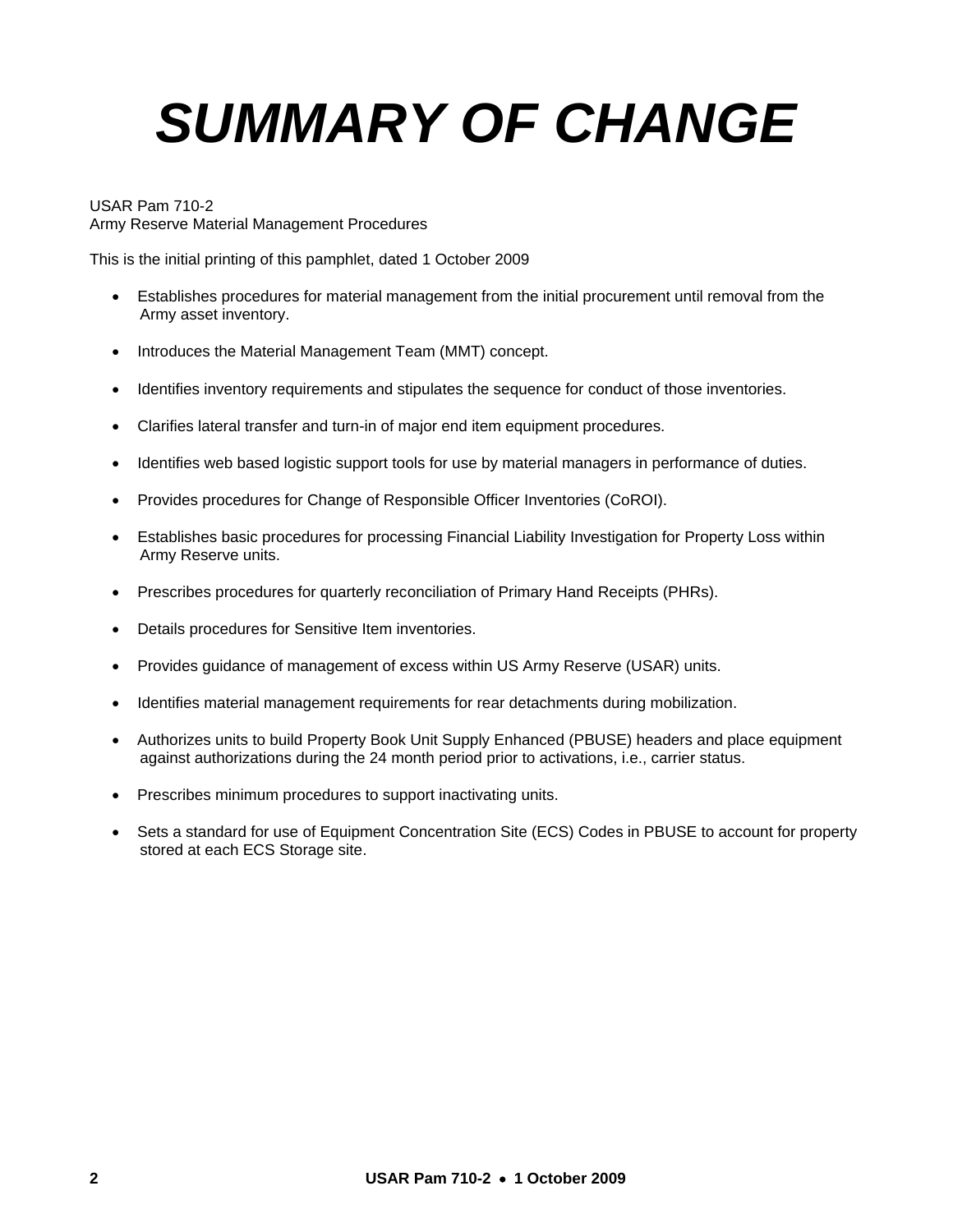# SUMMARY OF CHANGE

USAR Pam 710-2
Army Reserve Material Management Procedures

This is the initial printing of this pamphlet, dated 1 October 2009

- Establishes procedures for material management from the initial procurement until removal from the Army asset inventory.

- Introduces the Material Management Team (MMT) concept.

- Identifies inventory requirements and stipulates the sequence for conduct of those inventories.

- Clarifies lateral transfer and turn-in of major end item equipment procedures.

- Identifies web based logistic support tools for use by material managers in performance of duties.

- Provides procedures for Change of Responsible Officer Inventories (CoROI).

- Establishes basic procedures for processing Financial Liability Investigation for Property Loss within Army Reserve units.

- Prescribes procedures for quarterly reconciliation of Primary Hand Receipts (PHRs).

- Details procedures for Sensitive Item inventories.

- Provides guidance of management of excess within US Army Reserve (USAR) units.

- Identifies material management requirements for rear detachments during mobilization.

- Authorizes units to build Property Book Unit Supply Enhanced (PBUSE) headers and place equipment against authorizations during the 24 month period prior to activations, i.e., carrier status.

- Prescribes minimum procedures to support inactivating units.

- Sets a standard for use of Equipment Concentration Site (ECS) Codes in PBUSE to account for property stored at each ECS Storage site.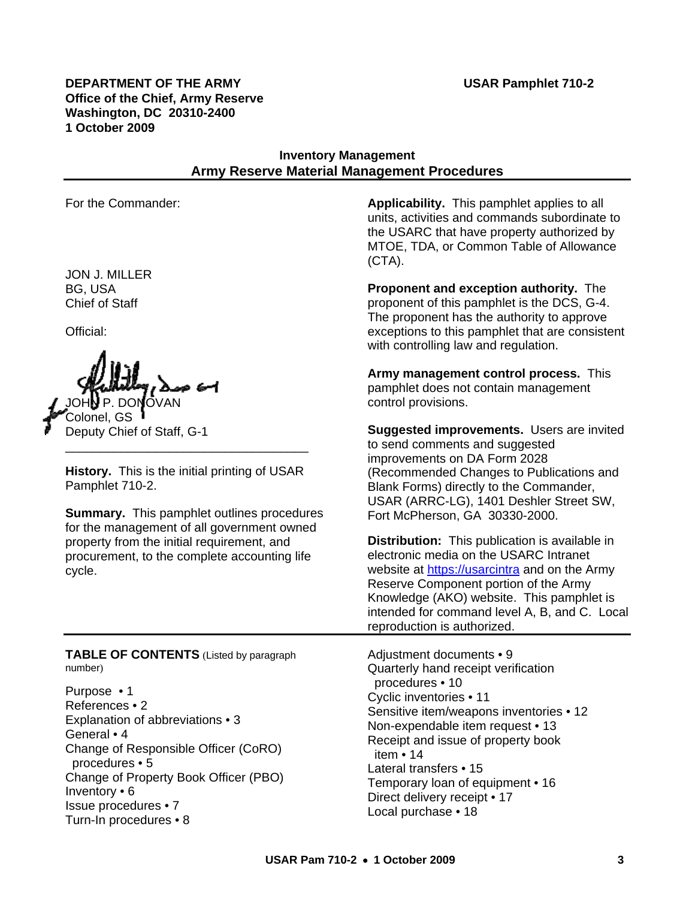**DEPARTMENT OF THE ARMY**
**Office of the Chief, Army Reserve**
**Washington, DC 20310-2400**
**1 October 2009**

**USAR Pamphlet 710-2**

# Inventory Management
# Army Reserve Material Management Procedures

For the Commander:

JON J. MILLER
BG, USA
Chief of Staff

Official:

JOHN P. DONOVAN
Colonel, GS
Deputy Chief of Staff, G-1

---

**History.** This is the initial printing of USAR Pamphlet 710-2.

**Summary.** This pamphlet outlines procedures for the management of all government owned property from the initial requirement, and procurement, to the complete accounting life cycle.

**Applicability.** This pamphlet applies to all units, activities and commands subordinate to the USARC that have property authorized by MTOE, TDA, or Common Table of Allowance (CTA).

**Proponent and exception authority.** The proponent of this pamphlet is the DCS, G-4. The proponent has the authority to approve exceptions to this pamphlet that are consistent with controlling law and regulation.

**Army management control process.** This pamphlet does not contain management control provisions.

**Suggested improvements.** Users are invited to send comments and suggested improvements on DA Form 2028 (Recommended Changes to Publications and Blank Forms) directly to the Commander, USAR (ARRC-LG), 1401 Deshler Street SW, Fort McPherson, GA 30330-2000.

**Distribution:** This publication is available in electronic media on the USARC Intranet website at https://usarcintra and on the Army Reserve Component portion of the Army Knowledge (AKO) website. This pamphlet is intended for command level A, B, and C. Local reproduction is authorized.

---

**TABLE OF CONTENTS** (Listed by paragraph number)

Purpose • 1
References • 2
Explanation of abbreviations • 3
General • 4
Change of Responsible Officer (CoRO) procedures • 5
Change of Property Book Officer (PBO) Inventory • 6
Issue procedures • 7
Turn-In procedures • 8
Adjustment documents • 9
Quarterly hand receipt verification procedures • 10
Cyclic inventories • 11
Sensitive item/weapons inventories • 12
Non-expendable item request • 13
Receipt and issue of property book item • 14
Lateral transfers • 15
Temporary loan of equipment • 16
Direct delivery receipt • 17
Local purchase • 18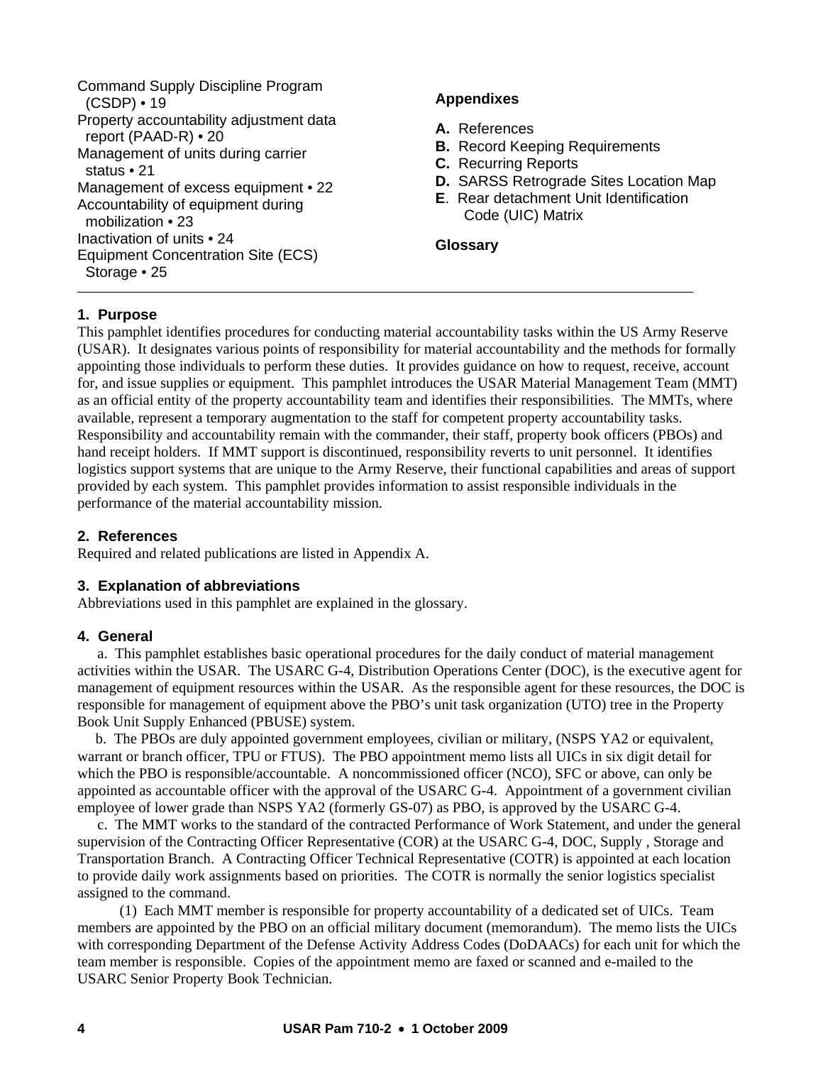Command Supply Discipline Program (CSDP) • 19
Property accountability adjustment data report (PAAD-R) • 20
Management of units during carrier status • 21
Management of excess equipment • 22
Accountability of equipment during mobilization • 23
Inactivation of units • 24
Equipment Concentration Site (ECS) Storage • 25

**Appendixes**

**A.** References
**B.** Record Keeping Requirements
**C.** Recurring Reports
**D.** SARSS Retrograde Sites Location Map
**E**. Rear detachment Unit Identification Code (UIC) Matrix

**Glossary**

---

### 1. Purpose

This pamphlet identifies procedures for conducting material accountability tasks within the US Army Reserve (USAR). It designates various points of responsibility for material accountability and the methods for formally appointing those individuals to perform these duties. It provides guidance on how to request, receive, account for, and issue supplies or equipment. This pamphlet introduces the USAR Material Management Team (MMT) as an official entity of the property accountability team and identifies their responsibilities. The MMTs, where available, represent a temporary augmentation to the staff for competent property accountability tasks. Responsibility and accountability remain with the commander, their staff, property book officers (PBOs) and hand receipt holders. If MMT support is discontinued, responsibility reverts to unit personnel. It identifies logistics support systems that are unique to the Army Reserve, their functional capabilities and areas of support provided by each system. This pamphlet provides information to assist responsible individuals in the performance of the material accountability mission.

### 2. References

Required and related publications are listed in Appendix A.

### 3. Explanation of abbreviations

Abbreviations used in this pamphlet are explained in the glossary.

### 4. General

a. This pamphlet establishes basic operational procedures for the daily conduct of material management activities within the USAR. The USARC G-4, Distribution Operations Center (DOC), is the executive agent for management of equipment resources within the USAR. As the responsible agent for these resources, the DOC is responsible for management of equipment above the PBO's unit task organization (UTO) tree in the Property Book Unit Supply Enhanced (PBUSE) system.

b. The PBOs are duly appointed government employees, civilian or military, (NSPS YA2 or equivalent, warrant or branch officer, TPU or FTUS). The PBO appointment memo lists all UICs in six digit detail for which the PBO is responsible/accountable. A noncommissioned officer (NCO), SFC or above, can only be appointed as accountable officer with the approval of the USARC G-4. Appointment of a government civilian employee of lower grade than NSPS YA2 (formerly GS-07) as PBO, is approved by the USARC G-4.

c. The MMT works to the standard of the contracted Performance of Work Statement, and under the general supervision of the Contracting Officer Representative (COR) at the USARC G-4, DOC, Supply , Storage and Transportation Branch. A Contracting Officer Technical Representative (COTR) is appointed at each location to provide daily work assignments based on priorities. The COTR is normally the senior logistics specialist assigned to the command.

(1) Each MMT member is responsible for property accountability of a dedicated set of UICs. Team members are appointed by the PBO on an official military document (memorandum). The memo lists the UICs with corresponding Department of the Defense Activity Address Codes (DoDAACs) for each unit for which the team member is responsible. Copies of the appointment memo are faxed or scanned and e-mailed to the USARC Senior Property Book Technician.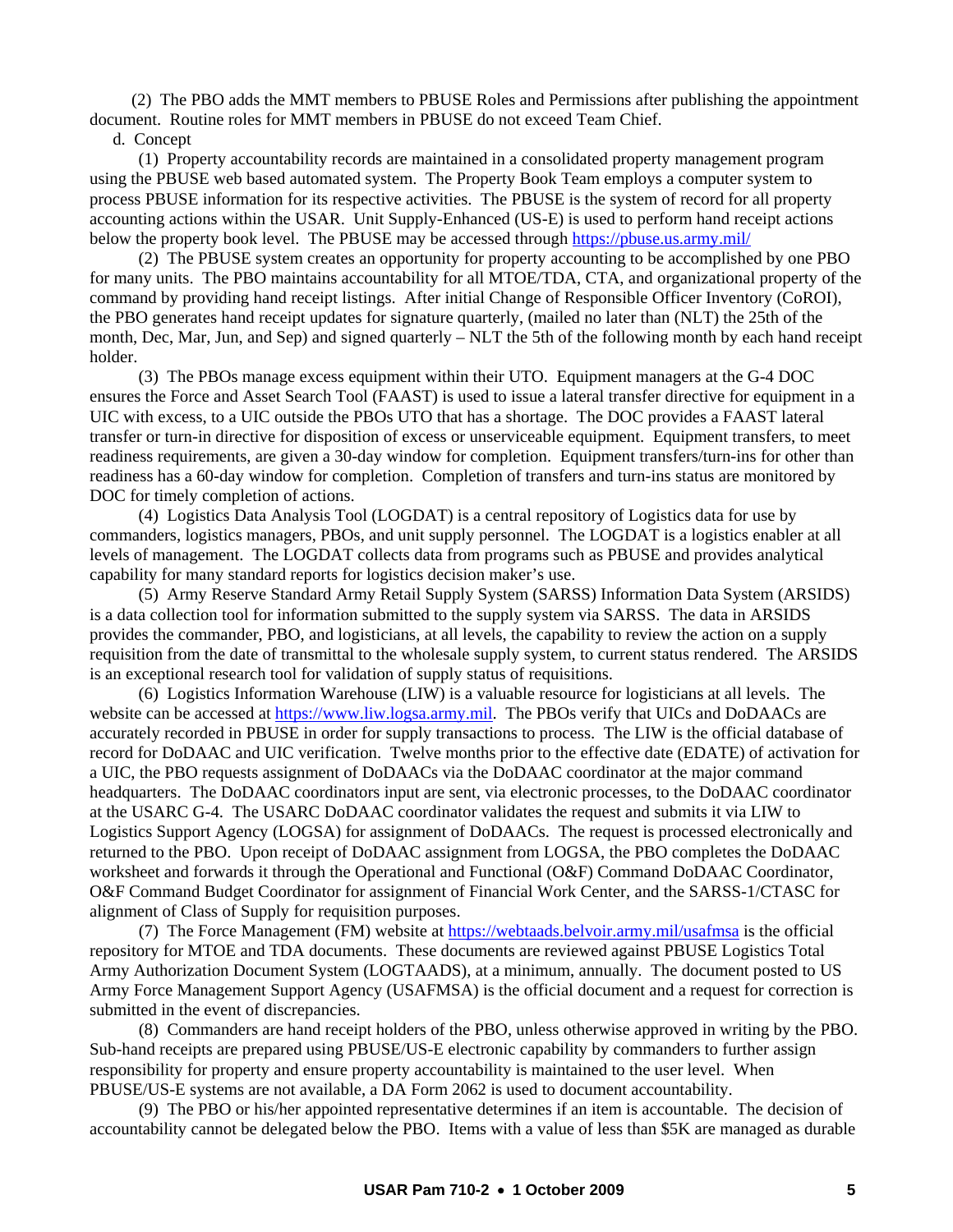(2) The PBO adds the MMT members to PBUSE Roles and Permissions after publishing the appointment document. Routine roles for MMT members in PBUSE do not exceed Team Chief.

d. Concept

(1) Property accountability records are maintained in a consolidated property management program using the PBUSE web based automated system. The Property Book Team employs a computer system to process PBUSE information for its respective activities. The PBUSE is the system of record for all property accounting actions within the USAR. Unit Supply-Enhanced (US-E) is used to perform hand receipt actions below the property book level. The PBUSE may be accessed through https://pbuse.us.army.mil/

(2) The PBUSE system creates an opportunity for property accounting to be accomplished by one PBO for many units. The PBO maintains accountability for all MTOE/TDA, CTA, and organizational property of the command by providing hand receipt listings. After initial Change of Responsible Officer Inventory (CoROI), the PBO generates hand receipt updates for signature quarterly, (mailed no later than (NLT) the 25th of the month, Dec, Mar, Jun, and Sep) and signed quarterly – NLT the 5th of the following month by each hand receipt holder.

(3) The PBOs manage excess equipment within their UTO. Equipment managers at the G-4 DOC ensures the Force and Asset Search Tool (FAAST) is used to issue a lateral transfer directive for equipment in a UIC with excess, to a UIC outside the PBOs UTO that has a shortage. The DOC provides a FAAST lateral transfer or turn-in directive for disposition of excess or unserviceable equipment. Equipment transfers, to meet readiness requirements, are given a 30-day window for completion. Equipment transfers/turn-ins for other than readiness has a 60-day window for completion. Completion of transfers and turn-ins status are monitored by DOC for timely completion of actions.

(4) Logistics Data Analysis Tool (LOGDAT) is a central repository of Logistics data for use by commanders, logistics managers, PBOs, and unit supply personnel. The LOGDAT is a logistics enabler at all levels of management. The LOGDAT collects data from programs such as PBUSE and provides analytical capability for many standard reports for logistics decision maker's use.

(5) Army Reserve Standard Army Retail Supply System (SARSS) Information Data System (ARSIDS) is a data collection tool for information submitted to the supply system via SARSS. The data in ARSIDS provides the commander, PBO, and logisticians, at all levels, the capability to review the action on a supply requisition from the date of transmittal to the wholesale supply system, to current status rendered. The ARSIDS is an exceptional research tool for validation of supply status of requisitions.

(6) Logistics Information Warehouse (LIW) is a valuable resource for logisticians at all levels. The website can be accessed at https://www.liw.logsa.army.mil. The PBOs verify that UICs and DoDAACs are accurately recorded in PBUSE in order for supply transactions to process. The LIW is the official database of record for DoDAAC and UIC verification. Twelve months prior to the effective date (EDATE) of activation for a UIC, the PBO requests assignment of DoDAACs via the DoDAAC coordinator at the major command headquarters. The DoDAAC coordinators input are sent, via electronic processes, to the DoDAAC coordinator at the USARC G-4. The USARC DoDAAC coordinator validates the request and submits it via LIW to Logistics Support Agency (LOGSA) for assignment of DoDAACs. The request is processed electronically and returned to the PBO. Upon receipt of DoDAAC assignment from LOGSA, the PBO completes the DoDAAC worksheet and forwards it through the Operational and Functional (O&F) Command DoDAAC Coordinator, O&F Command Budget Coordinator for assignment of Financial Work Center, and the SARSS-1/CTASC for alignment of Class of Supply for requisition purposes.

(7) The Force Management (FM) website at https://webtaads.belvoir.army.mil/usafmsa is the official repository for MTOE and TDA documents. These documents are reviewed against PBUSE Logistics Total Army Authorization Document System (LOGTAADS), at a minimum, annually. The document posted to US Army Force Management Support Agency (USAFMSA) is the official document and a request for correction is submitted in the event of discrepancies.

(8) Commanders are hand receipt holders of the PBO, unless otherwise approved in writing by the PBO. Sub-hand receipts are prepared using PBUSE/US-E electronic capability by commanders to further assign responsibility for property and ensure property accountability is maintained to the user level. When PBUSE/US-E systems are not available, a DA Form 2062 is used to document accountability.

(9) The PBO or his/her appointed representative determines if an item is accountable. The decision of accountability cannot be delegated below the PBO. Items with a value of less than $5K are managed as durable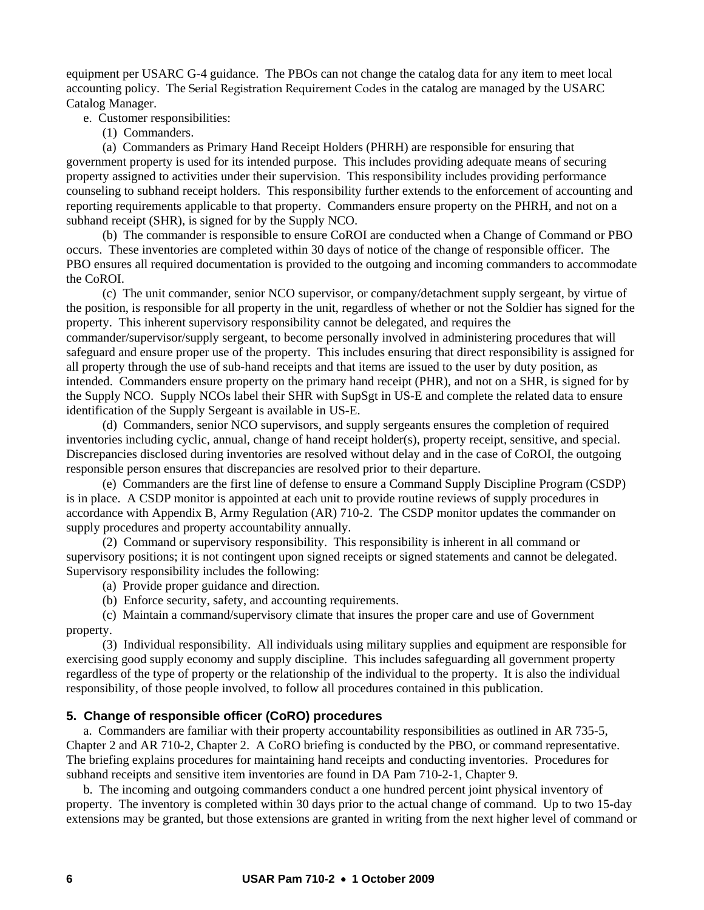equipment per USARC G-4 guidance. The PBOs can not change the catalog data for any item to meet local accounting policy. The Serial Registration Requirement Codes in the catalog are managed by the USARC Catalog Manager.

e. Customer responsibilities:

(1) Commanders.

(a) Commanders as Primary Hand Receipt Holders (PHRH) are responsible for ensuring that government property is used for its intended purpose. This includes providing adequate means of securing property assigned to activities under their supervision. This responsibility includes providing performance counseling to subhand receipt holders. This responsibility further extends to the enforcement of accounting and reporting requirements applicable to that property. Commanders ensure property on the PHRH, and not on a subhand receipt (SHR), is signed for by the Supply NCO.

(b) The commander is responsible to ensure CoROI are conducted when a Change of Command or PBO occurs. These inventories are completed within 30 days of notice of the change of responsible officer. The PBO ensures all required documentation is provided to the outgoing and incoming commanders to accommodate the CoROI.

(c) The unit commander, senior NCO supervisor, or company/detachment supply sergeant, by virtue of the position, is responsible for all property in the unit, regardless of whether or not the Soldier has signed for the property. This inherent supervisory responsibility cannot be delegated, and requires the commander/supervisor/supply sergeant, to become personally involved in administering procedures that will safeguard and ensure proper use of the property. This includes ensuring that direct responsibility is assigned for all property through the use of sub-hand receipts and that items are issued to the user by duty position, as intended. Commanders ensure property on the primary hand receipt (PHR), and not on a SHR, is signed for by the Supply NCO. Supply NCOs label their SHR with SupSgt in US-E and complete the related data to ensure identification of the Supply Sergeant is available in US-E.

(d) Commanders, senior NCO supervisors, and supply sergeants ensures the completion of required inventories including cyclic, annual, change of hand receipt holder(s), property receipt, sensitive, and special. Discrepancies disclosed during inventories are resolved without delay and in the case of CoROI, the outgoing responsible person ensures that discrepancies are resolved prior to their departure.

(e) Commanders are the first line of defense to ensure a Command Supply Discipline Program (CSDP) is in place. A CSDP monitor is appointed at each unit to provide routine reviews of supply procedures in accordance with Appendix B, Army Regulation (AR) 710-2. The CSDP monitor updates the commander on supply procedures and property accountability annually.

(2) Command or supervisory responsibility. This responsibility is inherent in all command or supervisory positions; it is not contingent upon signed receipts or signed statements and cannot be delegated. Supervisory responsibility includes the following:

(a) Provide proper guidance and direction.

(b) Enforce security, safety, and accounting requirements.

(c) Maintain a command/supervisory climate that insures the proper care and use of Government property.

(3) Individual responsibility. All individuals using military supplies and equipment are responsible for exercising good supply economy and supply discipline. This includes safeguarding all government property regardless of the type of property or the relationship of the individual to the property. It is also the individual responsibility, of those people involved, to follow all procedures contained in this publication.

## 5. Change of responsible officer (CoRO) procedures

a. Commanders are familiar with their property accountability responsibilities as outlined in AR 735-5, Chapter 2 and AR 710-2, Chapter 2. A CoRO briefing is conducted by the PBO, or command representative. The briefing explains procedures for maintaining hand receipts and conducting inventories. Procedures for subhand receipts and sensitive item inventories are found in DA Pam 710-2-1, Chapter 9.

b. The incoming and outgoing commanders conduct a one hundred percent joint physical inventory of property. The inventory is completed within 30 days prior to the actual change of command. Up to two 15-day extensions may be granted, but those extensions are granted in writing from the next higher level of command or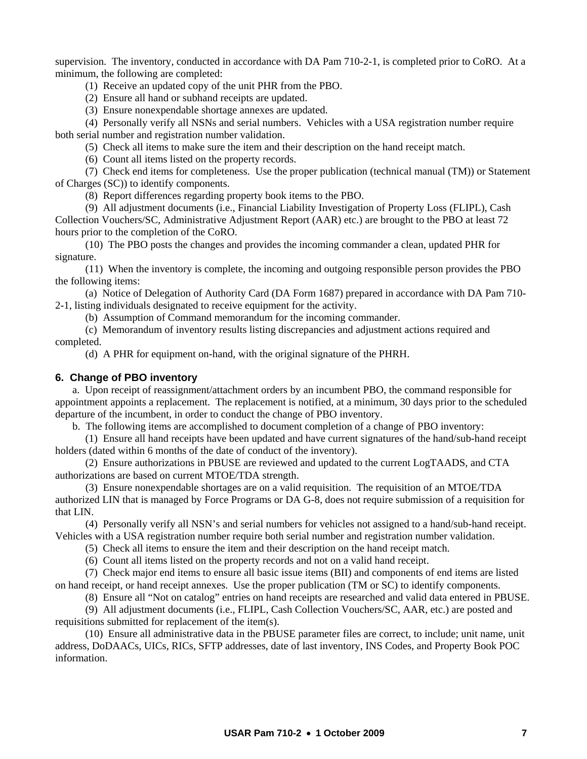supervision. The inventory, conducted in accordance with DA Pam 710-2-1, is completed prior to CoRO. At a minimum, the following are completed:

(1) Receive an updated copy of the unit PHR from the PBO.

(2) Ensure all hand or subhand receipts are updated.

(3) Ensure nonexpendable shortage annexes are updated.

(4) Personally verify all NSNs and serial numbers. Vehicles with a USA registration number require both serial number and registration number validation.

(5) Check all items to make sure the item and their description on the hand receipt match.

(6) Count all items listed on the property records.

(7) Check end items for completeness. Use the proper publication (technical manual (TM)) or Statement of Charges (SC)) to identify components.

(8) Report differences regarding property book items to the PBO.

(9) All adjustment documents (i.e., Financial Liability Investigation of Property Loss (FLIPL), Cash Collection Vouchers/SC, Administrative Adjustment Report (AAR) etc.) are brought to the PBO at least 72 hours prior to the completion of the CoRO.

(10) The PBO posts the changes and provides the incoming commander a clean, updated PHR for signature.

(11) When the inventory is complete, the incoming and outgoing responsible person provides the PBO the following items:

(a) Notice of Delegation of Authority Card (DA Form 1687) prepared in accordance with DA Pam 710-2-1, listing individuals designated to receive equipment for the activity.

(b) Assumption of Command memorandum for the incoming commander.

(c) Memorandum of inventory results listing discrepancies and adjustment actions required and completed.

(d) A PHR for equipment on-hand, with the original signature of the PHRH.

## 6. Change of PBO inventory

a. Upon receipt of reassignment/attachment orders by an incumbent PBO, the command responsible for appointment appoints a replacement. The replacement is notified, at a minimum, 30 days prior to the scheduled departure of the incumbent, in order to conduct the change of PBO inventory.

b. The following items are accomplished to document completion of a change of PBO inventory:

(1) Ensure all hand receipts have been updated and have current signatures of the hand/sub-hand receipt holders (dated within 6 months of the date of conduct of the inventory).

(2) Ensure authorizations in PBUSE are reviewed and updated to the current LogTAADS, and CTA authorizations are based on current MTOE/TDA strength.

(3) Ensure nonexpendable shortages are on a valid requisition. The requisition of an MTOE/TDA authorized LIN that is managed by Force Programs or DA G-8, does not require submission of a requisition for that LIN.

(4) Personally verify all NSN's and serial numbers for vehicles not assigned to a hand/sub-hand receipt. Vehicles with a USA registration number require both serial number and registration number validation.

(5) Check all items to ensure the item and their description on the hand receipt match.

(6) Count all items listed on the property records and not on a valid hand receipt.

(7) Check major end items to ensure all basic issue items (BII) and components of end items are listed on hand receipt, or hand receipt annexes. Use the proper publication (TM or SC) to identify components.

(8) Ensure all "Not on catalog" entries on hand receipts are researched and valid data entered in PBUSE.

(9) All adjustment documents (i.e., FLIPL, Cash Collection Vouchers/SC, AAR, etc.) are posted and requisitions submitted for replacement of the item(s).

(10) Ensure all administrative data in the PBUSE parameter files are correct, to include; unit name, unit address, DoDAACs, UICs, RICs, SFTP addresses, date of last inventory, INS Codes, and Property Book POC information.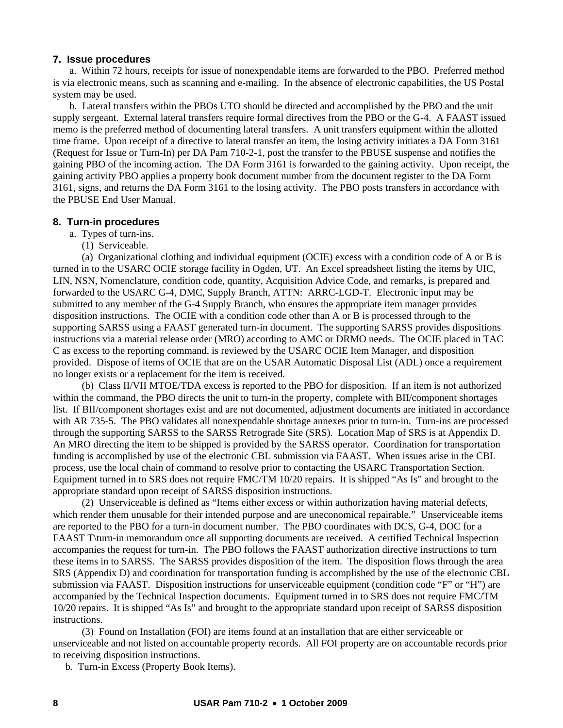## 7. Issue procedures

a. Within 72 hours, receipts for issue of nonexpendable items are forwarded to the PBO. Preferred method is via electronic means, such as scanning and e-mailing. In the absence of electronic capabilities, the US Postal system may be used.

b. Lateral transfers within the PBOs UTO should be directed and accomplished by the PBO and the unit supply sergeant. External lateral transfers require formal directives from the PBO or the G-4. A FAAST issued memo is the preferred method of documenting lateral transfers. A unit transfers equipment within the allotted time frame. Upon receipt of a directive to lateral transfer an item, the losing activity initiates a DA Form 3161 (Request for Issue or Turn-In) per DA Pam 710-2-1, post the transfer to the PBUSE suspense and notifies the gaining PBO of the incoming action. The DA Form 3161 is forwarded to the gaining activity. Upon receipt, the gaining activity PBO applies a property book document number from the document register to the DA Form 3161, signs, and returns the DA Form 3161 to the losing activity. The PBO posts transfers in accordance with the PBUSE End User Manual.

## 8. Turn-in procedures

a. Types of turn-ins.

(1) Serviceable.

(a) Organizational clothing and individual equipment (OCIE) excess with a condition code of A or B is turned in to the USARC OCIE storage facility in Ogden, UT. An Excel spreadsheet listing the items by UIC, LIN, NSN, Nomenclature, condition code, quantity, Acquisition Advice Code, and remarks, is prepared and forwarded to the USARC G-4, DMC, Supply Branch, ATTN: ARRC-LGD-T. Electronic input may be submitted to any member of the G-4 Supply Branch, who ensures the appropriate item manager provides disposition instructions. The OCIE with a condition code other than A or B is processed through to the supporting SARSS using a FAAST generated turn-in document. The supporting SARSS provides dispositions instructions via a material release order (MRO) according to AMC or DRMO needs. The OCIE placed in TAC C as excess to the reporting command, is reviewed by the USARC OCIE Item Manager, and disposition provided. Dispose of items of OCIE that are on the USAR Automatic Disposal List (ADL) once a requirement no longer exists or a replacement for the item is received.

(b) Class II/VII MTOE/TDA excess is reported to the PBO for disposition. If an item is not authorized within the command, the PBO directs the unit to turn-in the property, complete with BII/component shortages list. If BII/component shortages exist and are not documented, adjustment documents are initiated in accordance with AR 735-5. The PBO validates all nonexpendable shortage annexes prior to turn-in. Turn-ins are processed through the supporting SARSS to the SARSS Retrograde Site (SRS). Location Map of SRS is at Appendix D. An MRO directing the item to be shipped is provided by the SARSS operator. Coordination for transportation funding is accomplished by use of the electronic CBL submission via FAAST. When issues arise in the CBL process, use the local chain of command to resolve prior to contacting the USARC Transportation Section. Equipment turned in to SRS does not require FMC/TM 10/20 repairs. It is shipped "As Is" and brought to the appropriate standard upon receipt of SARSS disposition instructions.

(2) Unserviceable is defined as "Items either excess or within authorization having material defects, which render them unusable for their intended purpose and are uneconomical repairable." Unserviceable items are reported to the PBO for a turn-in document number. The PBO coordinates with DCS, G-4, DOC for a FAAST T\turn-in memorandum once all supporting documents are received. A certified Technical Inspection accompanies the request for turn-in. The PBO follows the FAAST authorization directive instructions to turn these items in to SARSS. The SARSS provides disposition of the item. The disposition flows through the area SRS (Appendix D) and coordination for transportation funding is accomplished by the use of the electronic CBL submission via FAAST. Disposition instructions for unserviceable equipment (condition code "F" or "H") are accompanied by the Technical Inspection documents. Equipment turned in to SRS does not require FMC/TM 10/20 repairs. It is shipped "As Is" and brought to the appropriate standard upon receipt of SARSS disposition instructions.

(3) Found on Installation (FOI) are items found at an installation that are either serviceable or unserviceable and not listed on accountable property records. All FOI property are on accountable records prior to receiving disposition instructions.

b. Turn-in Excess (Property Book Items).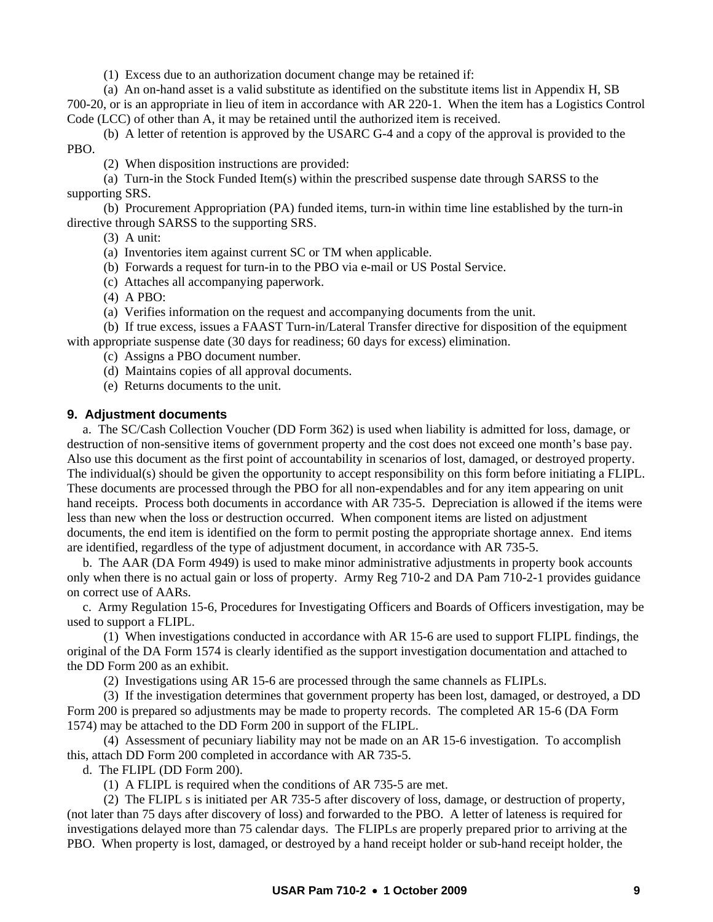(1) Excess due to an authorization document change may be retained if:

(a) An on-hand asset is a valid substitute as identified on the substitute items list in Appendix H, SB 700-20, or is an appropriate in lieu of item in accordance with AR 220-1. When the item has a Logistics Control Code (LCC) of other than A, it may be retained until the authorized item is received.

(b) A letter of retention is approved by the USARC G-4 and a copy of the approval is provided to the PBO.

(2) When disposition instructions are provided:

(a) Turn-in the Stock Funded Item(s) within the prescribed suspense date through SARSS to the supporting SRS.

(b) Procurement Appropriation (PA) funded items, turn-in within time line established by the turn-in directive through SARSS to the supporting SRS.

(3) A unit:

(a) Inventories item against current SC or TM when applicable.

(b) Forwards a request for turn-in to the PBO via e-mail or US Postal Service.

(c) Attaches all accompanying paperwork.

(4) A PBO:

(a) Verifies information on the request and accompanying documents from the unit.

(b) If true excess, issues a FAAST Turn-in/Lateral Transfer directive for disposition of the equipment with appropriate suspense date (30 days for readiness; 60 days for excess) elimination.

(c) Assigns a PBO document number.

(d) Maintains copies of all approval documents.

(e) Returns documents to the unit.

## 9. Adjustment documents

a. The SC/Cash Collection Voucher (DD Form 362) is used when liability is admitted for loss, damage, or destruction of non-sensitive items of government property and the cost does not exceed one month's base pay. Also use this document as the first point of accountability in scenarios of lost, damaged, or destroyed property. The individual(s) should be given the opportunity to accept responsibility on this form before initiating a FLIPL. These documents are processed through the PBO for all non-expendables and for any item appearing on unit hand receipts. Process both documents in accordance with AR 735-5. Depreciation is allowed if the items were less than new when the loss or destruction occurred. When component items are listed on adjustment documents, the end item is identified on the form to permit posting the appropriate shortage annex. End items are identified, regardless of the type of adjustment document, in accordance with AR 735-5.

b. The AAR (DA Form 4949) is used to make minor administrative adjustments in property book accounts only when there is no actual gain or loss of property. Army Reg 710-2 and DA Pam 710-2-1 provides guidance on correct use of AARs.

c. Army Regulation 15-6, Procedures for Investigating Officers and Boards of Officers investigation, may be used to support a FLIPL.

(1) When investigations conducted in accordance with AR 15-6 are used to support FLIPL findings, the original of the DA Form 1574 is clearly identified as the support investigation documentation and attached to the DD Form 200 as an exhibit.

(2) Investigations using AR 15-6 are processed through the same channels as FLIPLs.

(3) If the investigation determines that government property has been lost, damaged, or destroyed, a DD Form 200 is prepared so adjustments may be made to property records. The completed AR 15-6 (DA Form 1574) may be attached to the DD Form 200 in support of the FLIPL.

(4) Assessment of pecuniary liability may not be made on an AR 15-6 investigation. To accomplish this, attach DD Form 200 completed in accordance with AR 735-5.

d. The FLIPL (DD Form 200).

(1) A FLIPL is required when the conditions of AR 735-5 are met.

(2) The FLIPL s is initiated per AR 735-5 after discovery of loss, damage, or destruction of property, (not later than 75 days after discovery of loss) and forwarded to the PBO. A letter of lateness is required for investigations delayed more than 75 calendar days. The FLIPLs are properly prepared prior to arriving at the PBO. When property is lost, damaged, or destroyed by a hand receipt holder or sub-hand receipt holder, the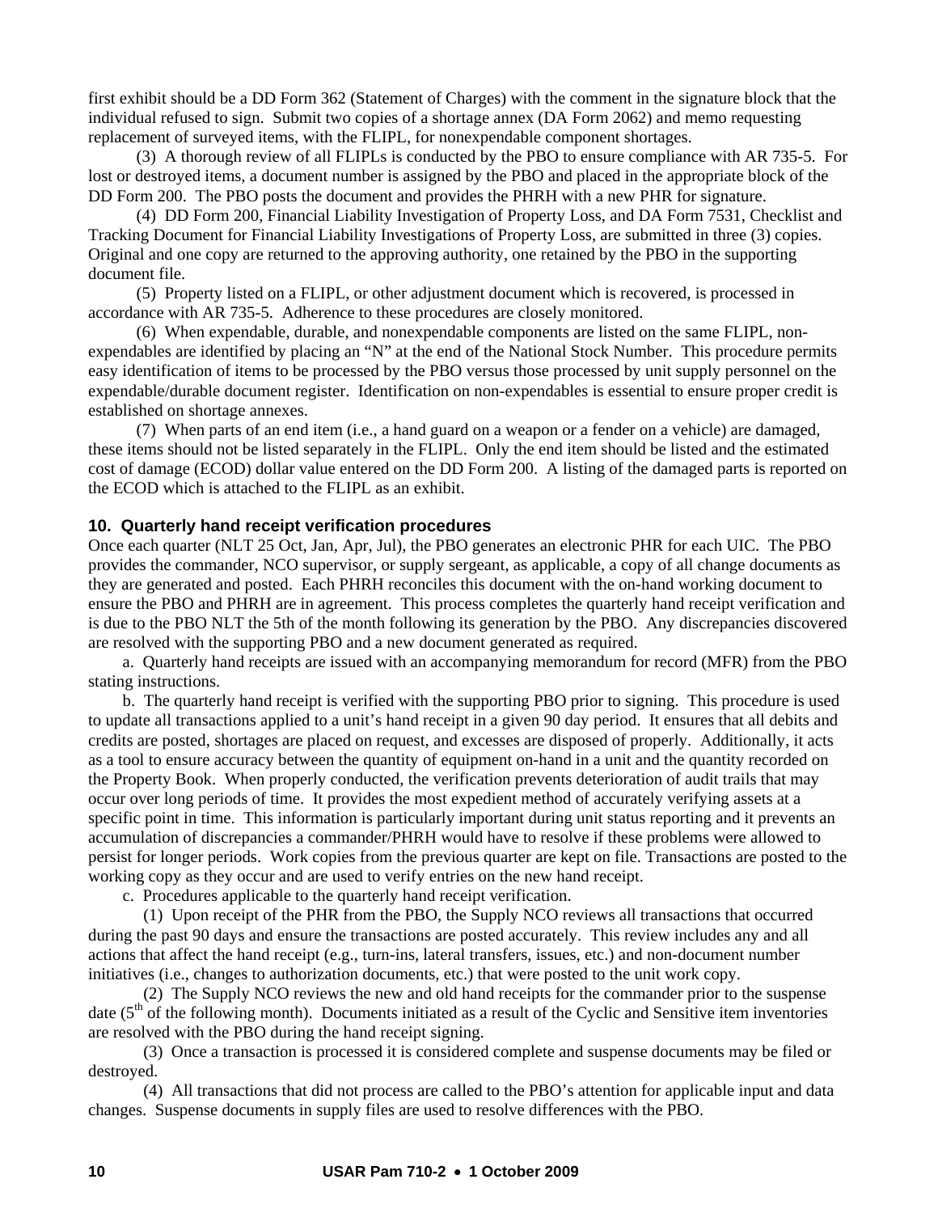first exhibit should be a DD Form 362 (Statement of Charges) with the comment in the signature block that the individual refused to sign. Submit two copies of a shortage annex (DA Form 2062) and memo requesting replacement of surveyed items, with the FLIPL, for nonexpendable component shortages.

(3) A thorough review of all FLIPLs is conducted by the PBO to ensure compliance with AR 735-5. For lost or destroyed items, a document number is assigned by the PBO and placed in the appropriate block of the DD Form 200. The PBO posts the document and provides the PHRH with a new PHR for signature.

(4) DD Form 200, Financial Liability Investigation of Property Loss, and DA Form 7531, Checklist and Tracking Document for Financial Liability Investigations of Property Loss, are submitted in three (3) copies. Original and one copy are returned to the approving authority, one retained by the PBO in the supporting document file.

(5) Property listed on a FLIPL, or other adjustment document which is recovered, is processed in accordance with AR 735-5. Adherence to these procedures are closely monitored.

(6) When expendable, durable, and nonexpendable components are listed on the same FLIPL, non-expendables are identified by placing an "N" at the end of the National Stock Number. This procedure permits easy identification of items to be processed by the PBO versus those processed by unit supply personnel on the expendable/durable document register. Identification on non-expendables is essential to ensure proper credit is established on shortage annexes.

(7) When parts of an end item (i.e., a hand guard on a weapon or a fender on a vehicle) are damaged, these items should not be listed separately in the FLIPL. Only the end item should be listed and the estimated cost of damage (ECOD) dollar value entered on the DD Form 200. A listing of the damaged parts is reported on the ECOD which is attached to the FLIPL as an exhibit.

## 10. Quarterly hand receipt verification procedures

Once each quarter (NLT 25 Oct, Jan, Apr, Jul), the PBO generates an electronic PHR for each UIC. The PBO provides the commander, NCO supervisor, or supply sergeant, as applicable, a copy of all change documents as they are generated and posted. Each PHRH reconciles this document with the on-hand working document to ensure the PBO and PHRH are in agreement. This process completes the quarterly hand receipt verification and is due to the PBO NLT the 5th of the month following its generation by the PBO. Any discrepancies discovered are resolved with the supporting PBO and a new document generated as required.

a. Quarterly hand receipts are issued with an accompanying memorandum for record (MFR) from the PBO stating instructions.

b. The quarterly hand receipt is verified with the supporting PBO prior to signing. This procedure is used to update all transactions applied to a unit's hand receipt in a given 90 day period. It ensures that all debits and credits are posted, shortages are placed on request, and excesses are disposed of properly. Additionally, it acts as a tool to ensure accuracy between the quantity of equipment on-hand in a unit and the quantity recorded on the Property Book. When properly conducted, the verification prevents deterioration of audit trails that may occur over long periods of time. It provides the most expedient method of accurately verifying assets at a specific point in time. This information is particularly important during unit status reporting and it prevents an accumulation of discrepancies a commander/PHRH would have to resolve if these problems were allowed to persist for longer periods. Work copies from the previous quarter are kept on file. Transactions are posted to the working copy as they occur and are used to verify entries on the new hand receipt.

c. Procedures applicable to the quarterly hand receipt verification.

(1) Upon receipt of the PHR from the PBO, the Supply NCO reviews all transactions that occurred during the past 90 days and ensure the transactions are posted accurately. This review includes any and all actions that affect the hand receipt (e.g., turn-ins, lateral transfers, issues, etc.) and non-document number initiatives (i.e., changes to authorization documents, etc.) that were posted to the unit work copy.

(2) The Supply NCO reviews the new and old hand receipts for the commander prior to the suspense date (5th of the following month). Documents initiated as a result of the Cyclic and Sensitive item inventories are resolved with the PBO during the hand receipt signing.

(3) Once a transaction is processed it is considered complete and suspense documents may be filed or destroyed.

(4) All transactions that did not process are called to the PBO's attention for applicable input and data changes. Suspense documents in supply files are used to resolve differences with the PBO.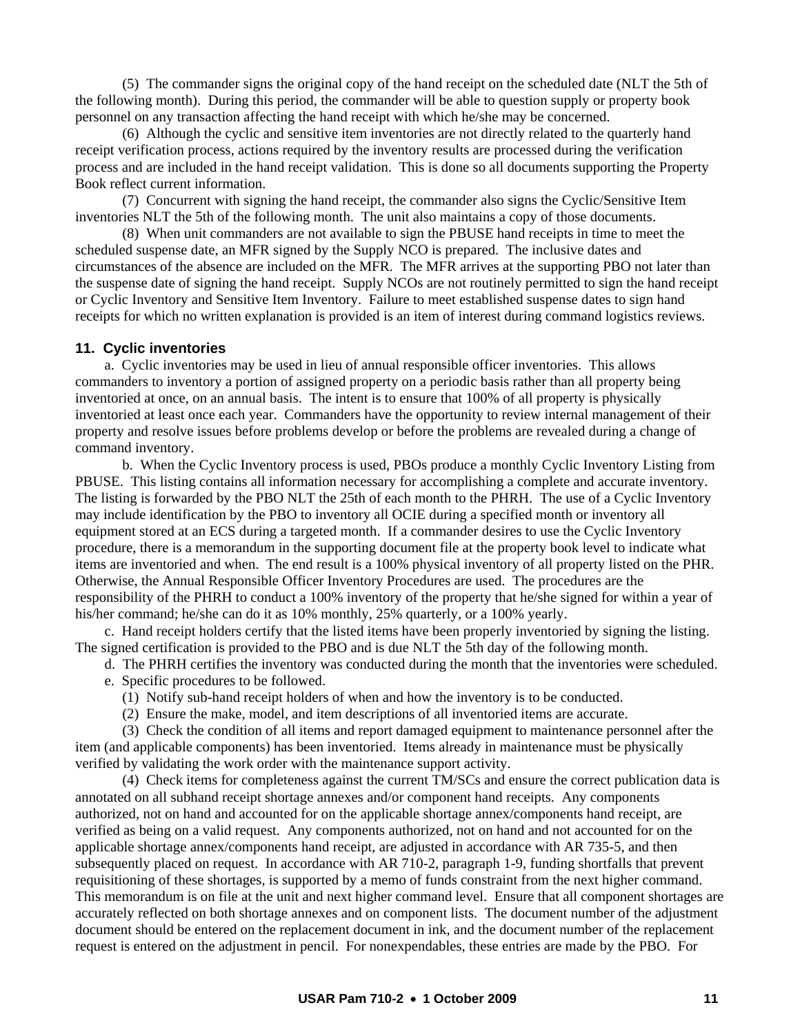(5) The commander signs the original copy of the hand receipt on the scheduled date (NLT the 5th of the following month). During this period, the commander will be able to question supply or property book personnel on any transaction affecting the hand receipt with which he/she may be concerned.

(6) Although the cyclic and sensitive item inventories are not directly related to the quarterly hand receipt verification process, actions required by the inventory results are processed during the verification process and are included in the hand receipt validation. This is done so all documents supporting the Property Book reflect current information.

(7) Concurrent with signing the hand receipt, the commander also signs the Cyclic/Sensitive Item inventories NLT the 5th of the following month. The unit also maintains a copy of those documents.

(8) When unit commanders are not available to sign the PBUSE hand receipts in time to meet the scheduled suspense date, an MFR signed by the Supply NCO is prepared. The inclusive dates and circumstances of the absence are included on the MFR. The MFR arrives at the supporting PBO not later than the suspense date of signing the hand receipt. Supply NCOs are not routinely permitted to sign the hand receipt or Cyclic Inventory and Sensitive Item Inventory. Failure to meet established suspense dates to sign hand receipts for which no written explanation is provided is an item of interest during command logistics reviews.

## 11. Cyclic inventories

a. Cyclic inventories may be used in lieu of annual responsible officer inventories. This allows commanders to inventory a portion of assigned property on a periodic basis rather than all property being inventoried at once, on an annual basis. The intent is to ensure that 100% of all property is physically inventoried at least once each year. Commanders have the opportunity to review internal management of their property and resolve issues before problems develop or before the problems are revealed during a change of command inventory.

b. When the Cyclic Inventory process is used, PBOs produce a monthly Cyclic Inventory Listing from PBUSE. This listing contains all information necessary for accomplishing a complete and accurate inventory. The listing is forwarded by the PBO NLT the 25th of each month to the PHRH. The use of a Cyclic Inventory may include identification by the PBO to inventory all OCIE during a specified month or inventory all equipment stored at an ECS during a targeted month. If a commander desires to use the Cyclic Inventory procedure, there is a memorandum in the supporting document file at the property book level to indicate what items are inventoried and when. The end result is a 100% physical inventory of all property listed on the PHR. Otherwise, the Annual Responsible Officer Inventory Procedures are used. The procedures are the responsibility of the PHRH to conduct a 100% inventory of the property that he/she signed for within a year of his/her command; he/she can do it as 10% monthly, 25% quarterly, or a 100% yearly.

c. Hand receipt holders certify that the listed items have been properly inventoried by signing the listing. The signed certification is provided to the PBO and is due NLT the 5th day of the following month.

d. The PHRH certifies the inventory was conducted during the month that the inventories were scheduled.

e. Specific procedures to be followed.

(1) Notify sub-hand receipt holders of when and how the inventory is to be conducted.

(2) Ensure the make, model, and item descriptions of all inventoried items are accurate.

(3) Check the condition of all items and report damaged equipment to maintenance personnel after the item (and applicable components) has been inventoried. Items already in maintenance must be physically verified by validating the work order with the maintenance support activity.

(4) Check items for completeness against the current TM/SCs and ensure the correct publication data is annotated on all subhand receipt shortage annexes and/or component hand receipts. Any components authorized, not on hand and accounted for on the applicable shortage annex/components hand receipt, are verified as being on a valid request. Any components authorized, not on hand and not accounted for on the applicable shortage annex/components hand receipt, are adjusted in accordance with AR 735-5, and then subsequently placed on request. In accordance with AR 710-2, paragraph 1-9, funding shortfalls that prevent requisitioning of these shortages, is supported by a memo of funds constraint from the next higher command. This memorandum is on file at the unit and next higher command level. Ensure that all component shortages are accurately reflected on both shortage annexes and on component lists. The document number of the adjustment document should be entered on the replacement document in ink, and the document number of the replacement request is entered on the adjustment in pencil. For nonexpendables, these entries are made by the PBO. For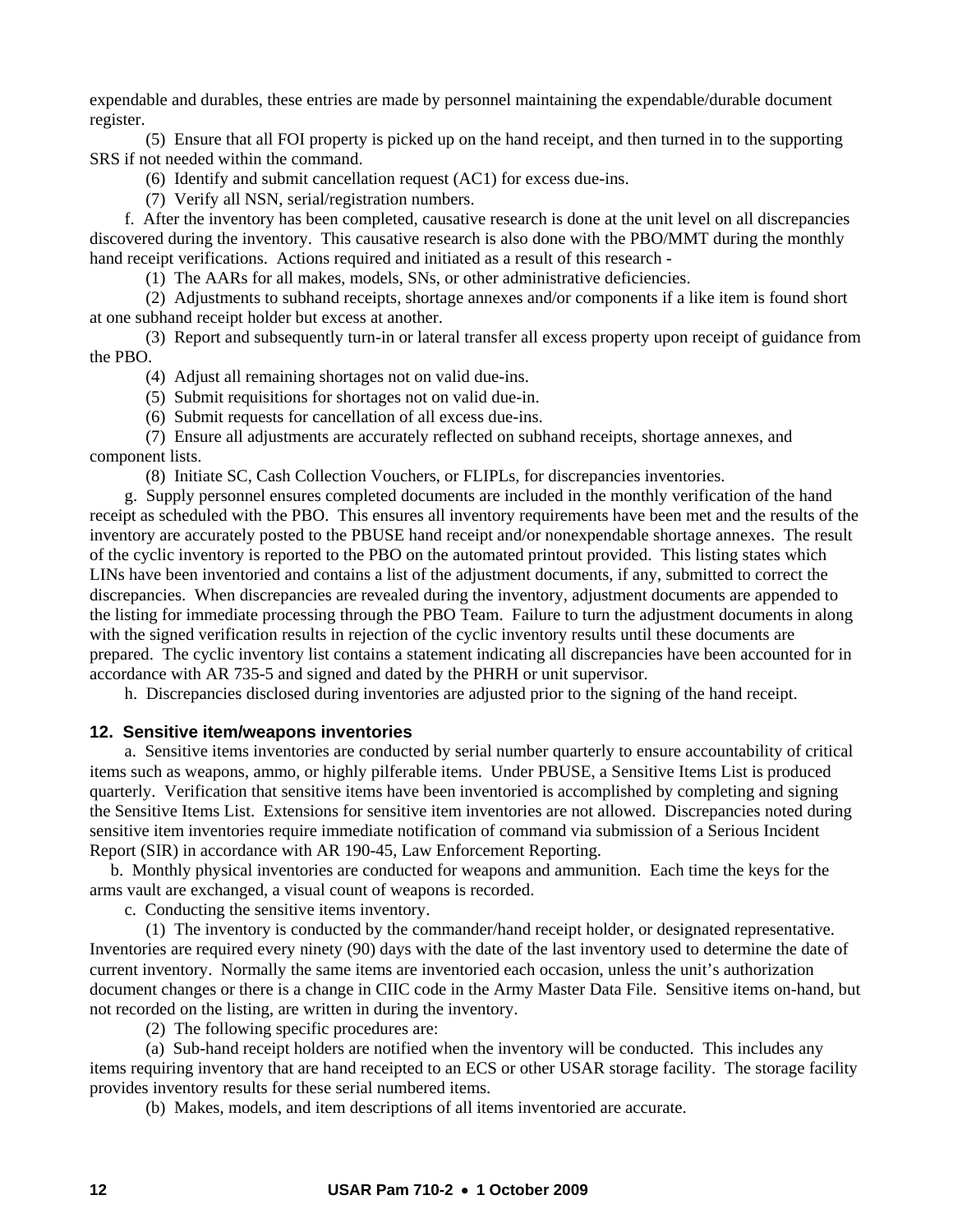expendable and durables, these entries are made by personnel maintaining the expendable/durable document register.

(5) Ensure that all FOI property is picked up on the hand receipt, and then turned in to the supporting SRS if not needed within the command.

(6) Identify and submit cancellation request (AC1) for excess due-ins.

(7) Verify all NSN, serial/registration numbers.

f. After the inventory has been completed, causative research is done at the unit level on all discrepancies discovered during the inventory. This causative research is also done with the PBO/MMT during the monthly hand receipt verifications. Actions required and initiated as a result of this research -

(1) The AARs for all makes, models, SNs, or other administrative deficiencies.

(2) Adjustments to subhand receipts, shortage annexes and/or components if a like item is found short at one subhand receipt holder but excess at another.

(3) Report and subsequently turn-in or lateral transfer all excess property upon receipt of guidance from the PBO.

(4) Adjust all remaining shortages not on valid due-ins.

(5) Submit requisitions for shortages not on valid due-in.

(6) Submit requests for cancellation of all excess due-ins.

(7) Ensure all adjustments are accurately reflected on subhand receipts, shortage annexes, and component lists.

(8) Initiate SC, Cash Collection Vouchers, or FLIPLs, for discrepancies inventories.

g. Supply personnel ensures completed documents are included in the monthly verification of the hand receipt as scheduled with the PBO. This ensures all inventory requirements have been met and the results of the inventory are accurately posted to the PBUSE hand receipt and/or nonexpendable shortage annexes. The result of the cyclic inventory is reported to the PBO on the automated printout provided. This listing states which LINs have been inventoried and contains a list of the adjustment documents, if any, submitted to correct the discrepancies. When discrepancies are revealed during the inventory, adjustment documents are appended to the listing for immediate processing through the PBO Team. Failure to turn the adjustment documents in along with the signed verification results in rejection of the cyclic inventory results until these documents are prepared. The cyclic inventory list contains a statement indicating all discrepancies have been accounted for in accordance with AR 735-5 and signed and dated by the PHRH or unit supervisor.

h. Discrepancies disclosed during inventories are adjusted prior to the signing of the hand receipt.

## 12. Sensitive item/weapons inventories

a. Sensitive items inventories are conducted by serial number quarterly to ensure accountability of critical items such as weapons, ammo, or highly pilferable items. Under PBUSE, a Sensitive Items List is produced quarterly. Verification that sensitive items have been inventoried is accomplished by completing and signing the Sensitive Items List. Extensions for sensitive item inventories are not allowed. Discrepancies noted during sensitive item inventories require immediate notification of command via submission of a Serious Incident Report (SIR) in accordance with AR 190-45, Law Enforcement Reporting.

b. Monthly physical inventories are conducted for weapons and ammunition. Each time the keys for the arms vault are exchanged, a visual count of weapons is recorded.

c. Conducting the sensitive items inventory.

(1) The inventory is conducted by the commander/hand receipt holder, or designated representative. Inventories are required every ninety (90) days with the date of the last inventory used to determine the date of current inventory. Normally the same items are inventoried each occasion, unless the unit's authorization document changes or there is a change in CIIC code in the Army Master Data File. Sensitive items on-hand, but not recorded on the listing, are written in during the inventory.

(2) The following specific procedures are:

(a) Sub-hand receipt holders are notified when the inventory will be conducted. This includes any items requiring inventory that are hand receipted to an ECS or other USAR storage facility. The storage facility provides inventory results for these serial numbered items.

(b) Makes, models, and item descriptions of all items inventoried are accurate.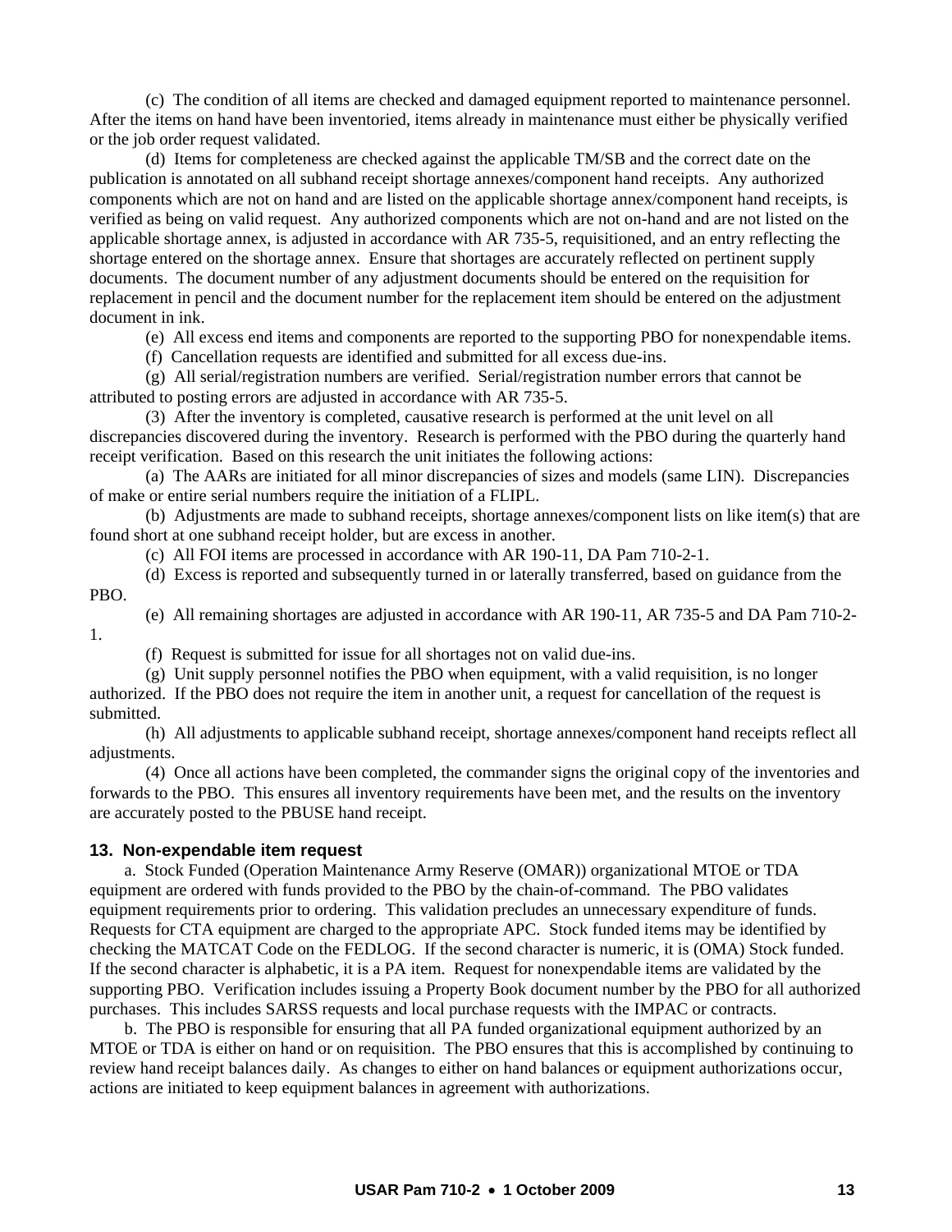(c) The condition of all items are checked and damaged equipment reported to maintenance personnel. After the items on hand have been inventoried, items already in maintenance must either be physically verified or the job order request validated.

(d) Items for completeness are checked against the applicable TM/SB and the correct date on the publication is annotated on all subhand receipt shortage annexes/component hand receipts. Any authorized components which are not on hand and are listed on the applicable shortage annex/component hand receipts, is verified as being on valid request. Any authorized components which are not on-hand and are not listed on the applicable shortage annex, is adjusted in accordance with AR 735-5, requisitioned, and an entry reflecting the shortage entered on the shortage annex. Ensure that shortages are accurately reflected on pertinent supply documents. The document number of any adjustment documents should be entered on the requisition for replacement in pencil and the document number for the replacement item should be entered on the adjustment document in ink.

(e) All excess end items and components are reported to the supporting PBO for nonexpendable items.

(f) Cancellation requests are identified and submitted for all excess due-ins.

(g) All serial/registration numbers are verified. Serial/registration number errors that cannot be attributed to posting errors are adjusted in accordance with AR 735-5.

(3) After the inventory is completed, causative research is performed at the unit level on all discrepancies discovered during the inventory. Research is performed with the PBO during the quarterly hand receipt verification. Based on this research the unit initiates the following actions:

(a) The AARs are initiated for all minor discrepancies of sizes and models (same LIN). Discrepancies of make or entire serial numbers require the initiation of a FLIPL.

(b) Adjustments are made to subhand receipts, shortage annexes/component lists on like item(s) that are found short at one subhand receipt holder, but are excess in another.

(c) All FOI items are processed in accordance with AR 190-11, DA Pam 710-2-1.

(d) Excess is reported and subsequently turned in or laterally transferred, based on guidance from the PBO.

(e) All remaining shortages are adjusted in accordance with AR 190-11, AR 735-5 and DA Pam 710-2-1.

(f) Request is submitted for issue for all shortages not on valid due-ins.

(g) Unit supply personnel notifies the PBO when equipment, with a valid requisition, is no longer authorized. If the PBO does not require the item in another unit, a request for cancellation of the request is submitted.

(h) All adjustments to applicable subhand receipt, shortage annexes/component hand receipts reflect all adjustments.

(4) Once all actions have been completed, the commander signs the original copy of the inventories and forwards to the PBO. This ensures all inventory requirements have been met, and the results on the inventory are accurately posted to the PBUSE hand receipt.

### 13. Non-expendable item request

a. Stock Funded (Operation Maintenance Army Reserve (OMAR)) organizational MTOE or TDA equipment are ordered with funds provided to the PBO by the chain-of-command. The PBO validates equipment requirements prior to ordering. This validation precludes an unnecessary expenditure of funds. Requests for CTA equipment are charged to the appropriate APC. Stock funded items may be identified by checking the MATCAT Code on the FEDLOG. If the second character is numeric, it is (OMA) Stock funded. If the second character is alphabetic, it is a PA item. Request for nonexpendable items are validated by the supporting PBO. Verification includes issuing a Property Book document number by the PBO for all authorized purchases. This includes SARSS requests and local purchase requests with the IMPAC or contracts.

b. The PBO is responsible for ensuring that all PA funded organizational equipment authorized by an MTOE or TDA is either on hand or on requisition. The PBO ensures that this is accomplished by continuing to review hand receipt balances daily. As changes to either on hand balances or equipment authorizations occur, actions are initiated to keep equipment balances in agreement with authorizations.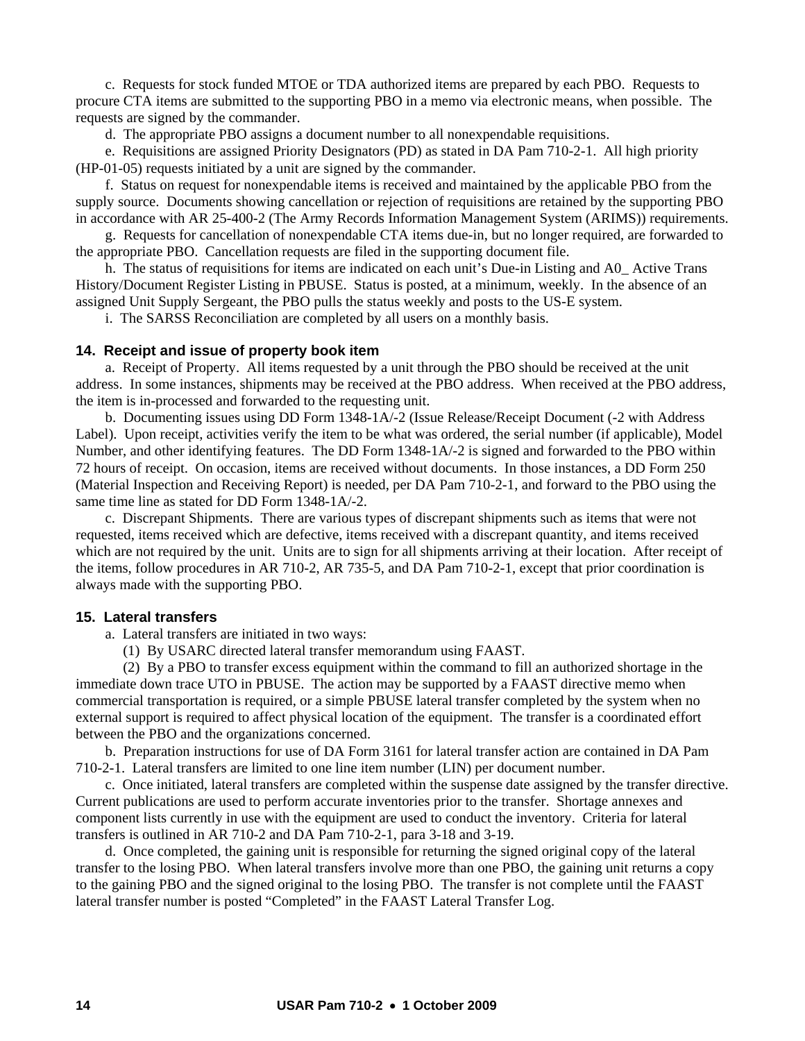c.  Requests for stock funded MTOE or TDA authorized items are prepared by each PBO.  Requests to procure CTA items are submitted to the supporting PBO in a memo via electronic means, when possible.  The requests are signed by the commander.

d.  The appropriate PBO assigns a document number to all nonexpendable requisitions.

e.  Requisitions are assigned Priority Designators (PD) as stated in DA Pam 710-2-1.  All high priority (HP-01-05) requests initiated by a unit are signed by the commander.

f.  Status on request for nonexpendable items is received and maintained by the applicable PBO from the supply source.  Documents showing cancellation or rejection of requisitions are retained by the supporting PBO in accordance with AR 25-400-2 (The Army Records Information Management System (ARIMS)) requirements.

g.  Requests for cancellation of nonexpendable CTA items due-in, but no longer required, are forwarded to the appropriate PBO.  Cancellation requests are filed in the supporting document file.

h.  The status of requisitions for items are indicated on each unit's Due-in Listing and A0_ Active Trans History/Document Register Listing in PBUSE.  Status is posted, at a minimum, weekly.  In the absence of an assigned Unit Supply Sergeant, the PBO pulls the status weekly and posts to the US-E system.

i.  The SARSS Reconciliation are completed by all users on a monthly basis.

### 14.  Receipt and issue of property book item

a.  Receipt of Property.  All items requested by a unit through the PBO should be received at the unit address.  In some instances, shipments may be received at the PBO address.  When received at the PBO address, the item is in-processed and forwarded to the requesting unit.

b.  Documenting issues using DD Form 1348-1A/-2 (Issue Release/Receipt Document (-2 with Address Label).  Upon receipt, activities verify the item to be what was ordered, the serial number (if applicable), Model Number, and other identifying features.  The DD Form 1348-1A/-2 is signed and forwarded to the PBO within 72 hours of receipt.  On occasion, items are received without documents.  In those instances, a DD Form 250 (Material Inspection and Receiving Report) is needed, per DA Pam 710-2-1, and forward to the PBO using the same time line as stated for DD Form 1348-1A/-2.

c.  Discrepant Shipments.  There are various types of discrepant shipments such as items that were not requested, items received which are defective, items received with a discrepant quantity, and items received which are not required by the unit.  Units are to sign for all shipments arriving at their location.  After receipt of the items, follow procedures in AR 710-2, AR 735-5, and DA Pam 710-2-1, except that prior coordination is always made with the supporting PBO.

### 15.  Lateral transfers

a.  Lateral transfers are initiated in two ways:

(1)  By USARC directed lateral transfer memorandum using FAAST.

(2)  By a PBO to transfer excess equipment within the command to fill an authorized shortage in the immediate down trace UTO in PBUSE.  The action may be supported by a FAAST directive memo when commercial transportation is required, or a simple PBUSE lateral transfer completed by the system when no external support is required to affect physical location of the equipment.  The transfer is a coordinated effort between the PBO and the organizations concerned.

b.  Preparation instructions for use of DA Form 3161 for lateral transfer action are contained in DA Pam 710-2-1.  Lateral transfers are limited to one line item number (LIN) per document number.

c.  Once initiated, lateral transfers are completed within the suspense date assigned by the transfer directive.  Current publications are used to perform accurate inventories prior to the transfer.  Shortage annexes and component lists currently in use with the equipment are used to conduct the inventory.  Criteria for lateral transfers is outlined in AR 710-2 and DA Pam 710-2-1, para 3-18 and 3-19.

d.  Once completed, the gaining unit is responsible for returning the signed original copy of the lateral transfer to the losing PBO.  When lateral transfers involve more than one PBO, the gaining unit returns a copy to the gaining PBO and the signed original to the losing PBO.  The transfer is not complete until the FAAST lateral transfer number is posted "Completed" in the FAAST Lateral Transfer Log.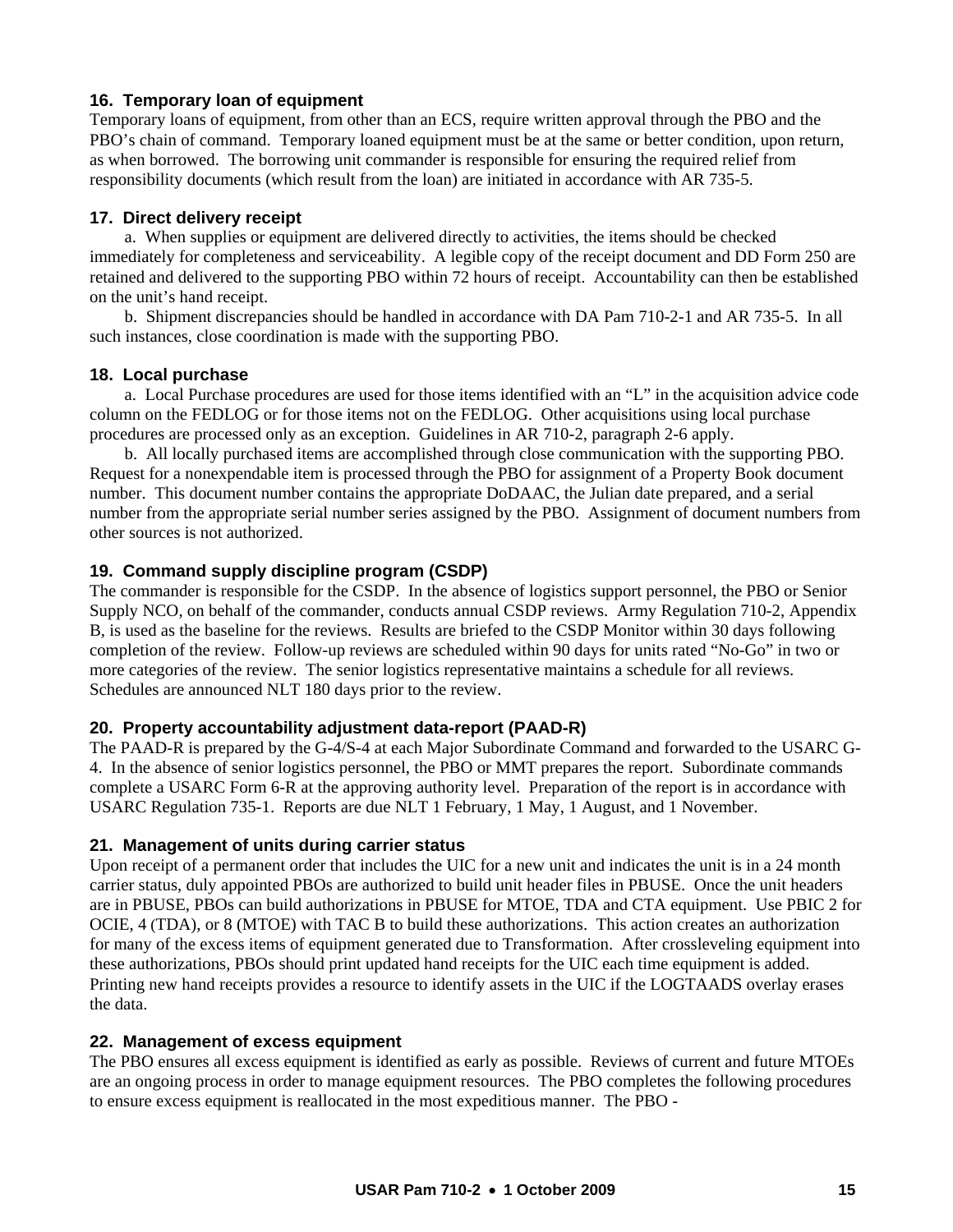### 16. Temporary loan of equipment

Temporary loans of equipment, from other than an ECS, require written approval through the PBO and the PBO's chain of command. Temporary loaned equipment must be at the same or better condition, upon return, as when borrowed. The borrowing unit commander is responsible for ensuring the required relief from responsibility documents (which result from the loan) are initiated in accordance with AR 735-5.

### 17. Direct delivery receipt

a. When supplies or equipment are delivered directly to activities, the items should be checked immediately for completeness and serviceability. A legible copy of the receipt document and DD Form 250 are retained and delivered to the supporting PBO within 72 hours of receipt. Accountability can then be established on the unit's hand receipt.

b. Shipment discrepancies should be handled in accordance with DA Pam 710-2-1 and AR 735-5. In all such instances, close coordination is made with the supporting PBO.

### 18. Local purchase

a. Local Purchase procedures are used for those items identified with an "L" in the acquisition advice code column on the FEDLOG or for those items not on the FEDLOG. Other acquisitions using local purchase procedures are processed only as an exception. Guidelines in AR 710-2, paragraph 2-6 apply.

b. All locally purchased items are accomplished through close communication with the supporting PBO. Request for a nonexpendable item is processed through the PBO for assignment of a Property Book document number. This document number contains the appropriate DoDAAC, the Julian date prepared, and a serial number from the appropriate serial number series assigned by the PBO. Assignment of document numbers from other sources is not authorized.

### 19. Command supply discipline program (CSDP)

The commander is responsible for the CSDP. In the absence of logistics support personnel, the PBO or Senior Supply NCO, on behalf of the commander, conducts annual CSDP reviews. Army Regulation 710-2, Appendix B, is used as the baseline for the reviews. Results are briefed to the CSDP Monitor within 30 days following completion of the review. Follow-up reviews are scheduled within 90 days for units rated "No-Go" in two or more categories of the review. The senior logistics representative maintains a schedule for all reviews. Schedules are announced NLT 180 days prior to the review.

### 20. Property accountability adjustment data-report (PAAD-R)

The PAAD-R is prepared by the G-4/S-4 at each Major Subordinate Command and forwarded to the USARC G-4. In the absence of senior logistics personnel, the PBO or MMT prepares the report. Subordinate commands complete a USARC Form 6-R at the approving authority level. Preparation of the report is in accordance with USARC Regulation 735-1. Reports are due NLT 1 February, 1 May, 1 August, and 1 November.

### 21. Management of units during carrier status

Upon receipt of a permanent order that includes the UIC for a new unit and indicates the unit is in a 24 month carrier status, duly appointed PBOs are authorized to build unit header files in PBUSE. Once the unit headers are in PBUSE, PBOs can build authorizations in PBUSE for MTOE, TDA and CTA equipment. Use PBIC 2 for OCIE, 4 (TDA), or 8 (MTOE) with TAC B to build these authorizations. This action creates an authorization for many of the excess items of equipment generated due to Transformation. After crossleveling equipment into these authorizations, PBOs should print updated hand receipts for the UIC each time equipment is added. Printing new hand receipts provides a resource to identify assets in the UIC if the LOGTAADS overlay erases the data.

### 22. Management of excess equipment

The PBO ensures all excess equipment is identified as early as possible. Reviews of current and future MTOEs are an ongoing process in order to manage equipment resources. The PBO completes the following procedures to ensure excess equipment is reallocated in the most expeditious manner. The PBO -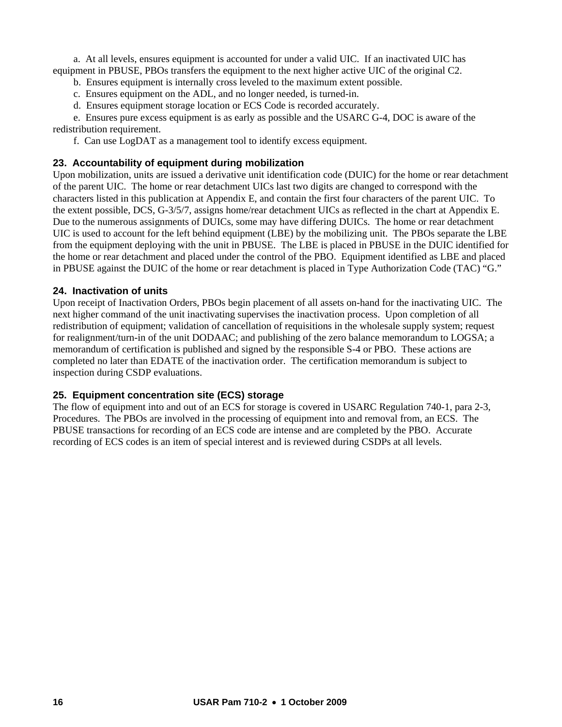a. At all levels, ensures equipment is accounted for under a valid UIC. If an inactivated UIC has equipment in PBUSE, PBOs transfers the equipment to the next higher active UIC of the original C2.

b. Ensures equipment is internally cross leveled to the maximum extent possible.

c. Ensures equipment on the ADL, and no longer needed, is turned-in.

d. Ensures equipment storage location or ECS Code is recorded accurately.

e. Ensures pure excess equipment is as early as possible and the USARC G-4, DOC is aware of the redistribution requirement.

f. Can use LogDAT as a management tool to identify excess equipment.

## 23. Accountability of equipment during mobilization

Upon mobilization, units are issued a derivative unit identification code (DUIC) for the home or rear detachment of the parent UIC. The home or rear detachment UICs last two digits are changed to correspond with the characters listed in this publication at Appendix E, and contain the first four characters of the parent UIC. To the extent possible, DCS, G-3/5/7, assigns home/rear detachment UICs as reflected in the chart at Appendix E. Due to the numerous assignments of DUICs, some may have differing DUICs. The home or rear detachment UIC is used to account for the left behind equipment (LBE) by the mobilizing unit. The PBOs separate the LBE from the equipment deploying with the unit in PBUSE. The LBE is placed in PBUSE in the DUIC identified for the home or rear detachment and placed under the control of the PBO. Equipment identified as LBE and placed in PBUSE against the DUIC of the home or rear detachment is placed in Type Authorization Code (TAC) "G."

## 24. Inactivation of units

Upon receipt of Inactivation Orders, PBOs begin placement of all assets on-hand for the inactivating UIC. The next higher command of the unit inactivating supervises the inactivation process. Upon completion of all redistribution of equipment; validation of cancellation of requisitions in the wholesale supply system; request for realignment/turn-in of the unit DODAAC; and publishing of the zero balance memorandum to LOGSA; a memorandum of certification is published and signed by the responsible S-4 or PBO. These actions are completed no later than EDATE of the inactivation order. The certification memorandum is subject to inspection during CSDP evaluations.

## 25. Equipment concentration site (ECS) storage

The flow of equipment into and out of an ECS for storage is covered in USARC Regulation 740-1, para 2-3, Procedures. The PBOs are involved in the processing of equipment into and removal from, an ECS. The PBUSE transactions for recording of an ECS code are intense and are completed by the PBO. Accurate recording of ECS codes is an item of special interest and is reviewed during CSDPs at all levels.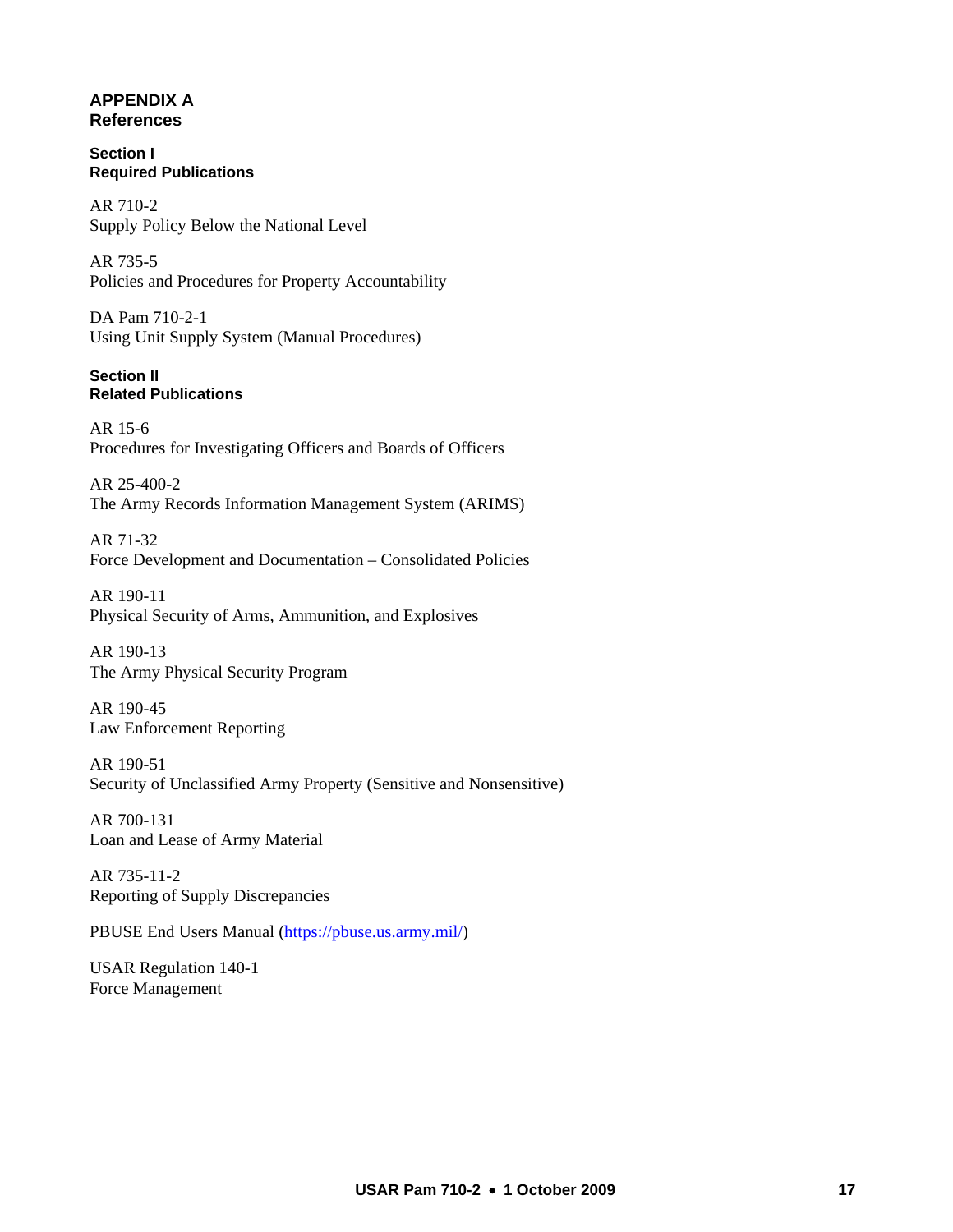# APPENDIX A
# References

## Section I
## Required Publications

AR 710-2
Supply Policy Below the National Level

AR 735-5
Policies and Procedures for Property Accountability

DA Pam 710-2-1
Using Unit Supply System (Manual Procedures)

## Section II
## Related Publications

AR 15-6
Procedures for Investigating Officers and Boards of Officers

AR 25-400-2
The Army Records Information Management System (ARIMS)

AR 71-32
Force Development and Documentation – Consolidated Policies

AR 190-11
Physical Security of Arms, Ammunition, and Explosives

AR 190-13
The Army Physical Security Program

AR 190-45
Law Enforcement Reporting

AR 190-51
Security of Unclassified Army Property (Sensitive and Nonsensitive)

AR 700-131
Loan and Lease of Army Material

AR 735-11-2
Reporting of Supply Discrepancies

PBUSE End Users Manual (https://pbuse.us.army.mil/)

USAR Regulation 140-1
Force Management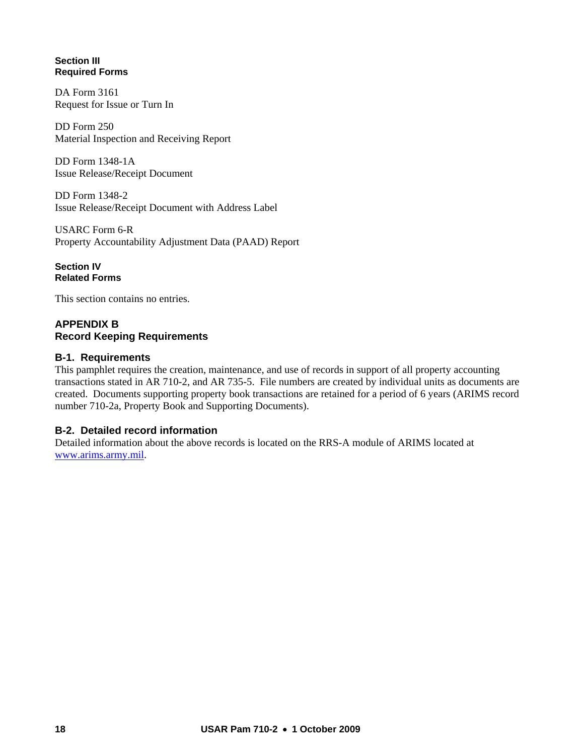### Section III
### Required Forms

DA Form 3161
Request for Issue or Turn In

DD Form 250
Material Inspection and Receiving Report

DD Form 1348-1A
Issue Release/Receipt Document

DD Form 1348-2
Issue Release/Receipt Document with Address Label

USARC Form 6-R
Property Accountability Adjustment Data (PAAD) Report

### Section IV
### Related Forms

This section contains no entries.

## APPENDIX B
## Record Keeping Requirements

### B-1. Requirements

This pamphlet requires the creation, maintenance, and use of records in support of all property accounting transactions stated in AR 710-2, and AR 735-5. File numbers are created by individual units as documents are created. Documents supporting property book transactions are retained for a period of 6 years (ARIMS record number 710-2a, Property Book and Supporting Documents).

### B-2. Detailed record information

Detailed information about the above records is located on the RRS-A module of ARIMS located at [www.arims.army.mil](http://www.arims.army.mil).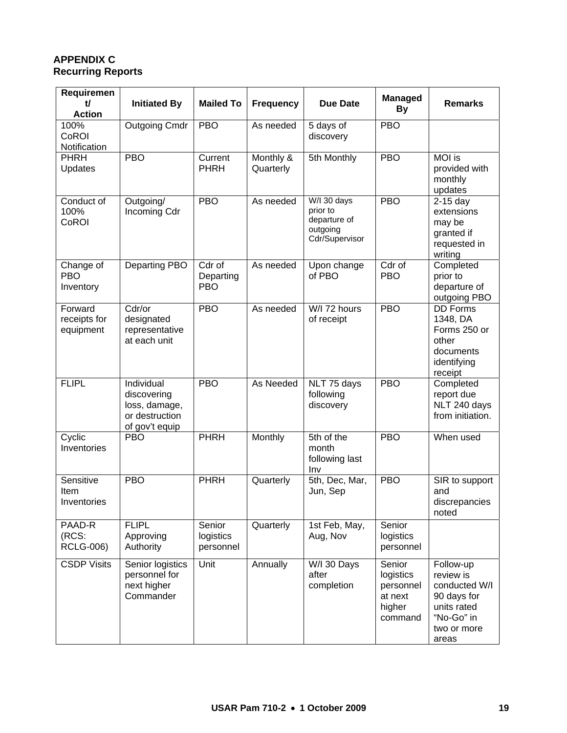## APPENDIX C
## Recurring Reports

| Requirement/ Action | Initiated By | Mailed To | Frequency | Due Date | Managed By | Remarks |
|---|---|---|---|---|---|---|
| 100% CoROI Notification | Outgoing Cmdr | PBO | As needed | 5 days of discovery | PBO | |
| PHRH Updates | PBO | Current PHRH | Monthly & Quarterly | 5th Monthly | PBO | MOI is provided with monthly updates |
| Conduct of 100% CoROI | Outgoing/ Incoming Cdr | PBO | As needed | W/I 30 days prior to departure of outgoing Cdr/Supervisor | PBO | 2-15 day extensions may be granted if requested in writing |
| Change of PBO Inventory | Departing PBO | Cdr of Departing PBO | As needed | Upon change of PBO | Cdr of PBO | Completed prior to departure of outgoing PBO |
| Forward receipts for equipment | Cdr/or designated representative at each unit | PBO | As needed | W/I 72 hours of receipt | PBO | DD Forms 1348, DA Forms 250 or other documents identifying receipt |
| FLIPL | Individual discovering loss, damage, or destruction of gov't equip | PBO | As Needed | NLT 75 days following discovery | PBO | Completed report due NLT 240 days from initiation. |
| Cyclic Inventories | PBO | PHRH | Monthly | 5th of the month following last Inv | PBO | When used |
| Sensitive Item Inventories | PBO | PHRH | Quarterly | 5th, Dec, Mar, Jun, Sep | PBO | SIR to support and discrepancies noted |
| PAAD-R (RCS: RCLG-006) | FLIPL Approving Authority | Senior logistics personnel | Quarterly | 1st Feb, May, Aug, Nov | Senior logistics personnel | |
| CSDP Visits | Senior logistics personnel for next higher Commander | Unit | Annually | W/I 30 Days after completion | Senior logistics personnel at next higher command | Follow-up review is conducted W/I 90 days for units rated "No-Go" in two or more areas |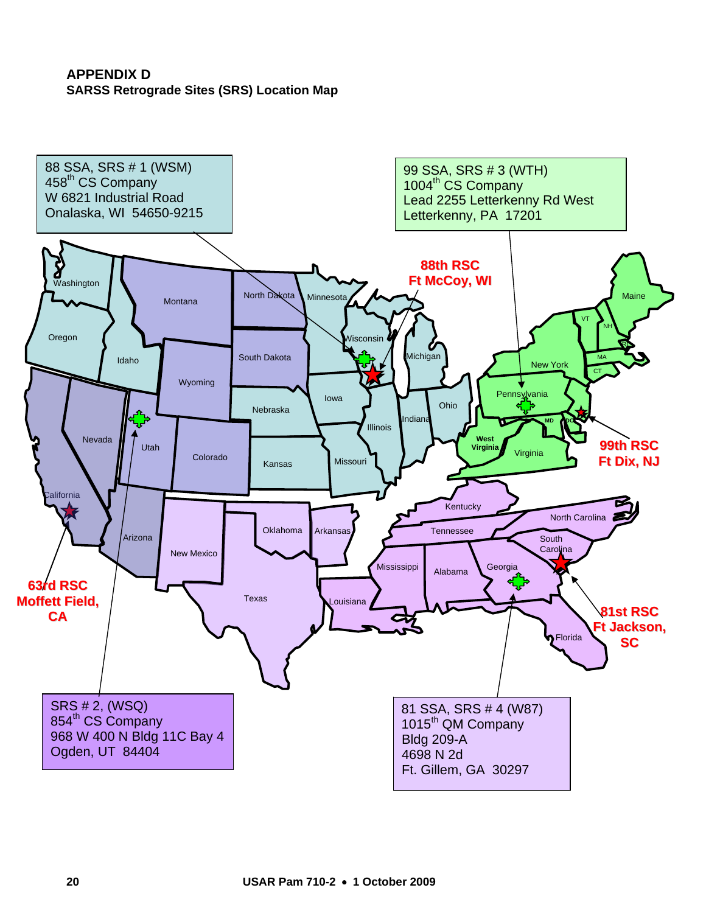**APPENDIX D**
**SARSS Retrograde Sites (SRS) Location Map**

88 SSA, SRS # 1 (WSM)
458th CS Company
W 6821 Industrial Road
Onalaska, WI 54650-9215

99 SSA, SRS # 3 (WTH)
1004th CS Company
Lead 2255 Letterkenny Rd West
Letterkenny, PA 17201

**88th RSC**
**Ft McCoy, WI**

**99th RSC**
**Ft Dix, NJ**

**63rd RSC**
**Moffett Field, CA**

**81st RSC**
**Ft Jackson, SC**

SRS # 2, (WSQ)
854th CS Company
968 W 400 N Bldg 11C Bay 4
Ogden, UT 84404

81 SSA, SRS # 4 (W87)
1015th QM Company
Bldg 209-A
4698 N 2d
Ft. Gillem, GA 30297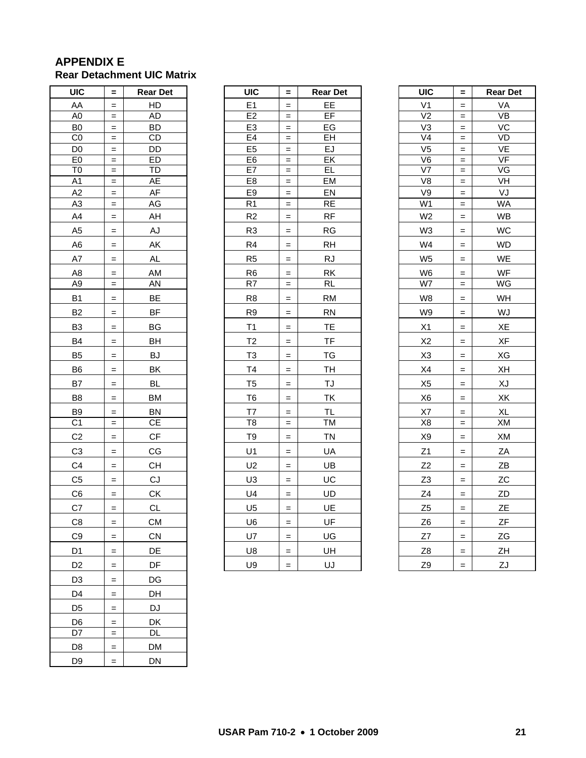## APPENDIX E
### Rear Detachment UIC Matrix

| UIC | = | Rear Det |
|---|---|---|
| AA | = | HD |
| A0 | = | AD |
| B0 | = | BD |
| C0 | = | CD |
| D0 | = | DD |
| E0 | = | ED |
| T0 | = | TD |
| A1 | = | AE |
| A2 | = | AF |
| A3 | = | AG |
| A4 | = | AH |
| A5 | = | AJ |
| A6 | = | AK |
| A7 | = | AL |
| A8 | = | AM |
| A9 | = | AN |
| B1 | = | BE |
| B2 | = | BF |
| B3 | = | BG |
| B4 | = | BH |
| B5 | = | BJ |
| B6 | = | BK |
| B7 | = | BL |
| B8 | = | BM |
| B9 | = | BN |
| C1 | = | CE |
| C2 | = | CF |
| C3 | = | CG |
| C4 | = | CH |
| C5 | = | CJ |
| C6 | = | CK |
| C7 | = | CL |
| C8 | = | CM |
| C9 | = | CN |
| D1 | = | DE |
| D2 | = | DF |
| D3 | = | DG |
| D4 | = | DH |
| D5 | = | DJ |
| D6 | = | DK |
| D7 | = | DL |
| D8 | = | DM |
| D9 | = | DN |

| UIC | = | Rear Det |
|---|---|---|
| E1 | = | EE |
| E2 | = | EF |
| E3 | = | EG |
| E4 | = | EH |
| E5 | = | EJ |
| E6 | = | EK |
| E7 | = | EL |
| E8 | = | EM |
| E9 | = | EN |
| R1 | = | RE |
| R2 | = | RF |
| R3 | = | RG |
| R4 | = | RH |
| R5 | = | RJ |
| R6 | = | RK |
| R7 | = | RL |
| R8 | = | RM |
| R9 | = | RN |
| T1 | = | TE |
| T2 | = | TF |
| T3 | = | TG |
| T4 | = | TH |
| T5 | = | TJ |
| T6 | = | TK |
| T7 | = | TL |
| T8 | = | TM |
| T9 | = | TN |
| U1 | = | UA |
| U2 | = | UB |
| U3 | = | UC |
| U4 | = | UD |
| U5 | = | UE |
| U6 | = | UF |
| U7 | = | UG |
| U8 | = | UH |
| U9 | = | UJ |

| UIC | = | Rear Det |
|---|---|---|
| V1 | = | VA |
| V2 | = | VB |
| V3 | = | VC |
| V4 | = | VD |
| V5 | = | VE |
| V6 | = | VF |
| V7 | = | VG |
| V8 | = | VH |
| V9 | = | VJ |
| W1 | = | WA |
| W2 | = | WB |
| W3 | = | WC |
| W4 | = | WD |
| W5 | = | WE |
| W6 | = | WF |
| W7 | = | WG |
| W8 | = | WH |
| W9 | = | WJ |
| X1 | = | XE |
| X2 | = | XF |
| X3 | = | XG |
| X4 | = | XH |
| X5 | = | XJ |
| X6 | = | XK |
| X7 | = | XL |
| X8 | = | XM |
| X9 | = | XM |
| Z1 | = | ZA |
| Z2 | = | ZB |
| Z3 | = | ZC |
| Z4 | = | ZD |
| Z5 | = | ZE |
| Z6 | = | ZF |
| Z7 | = | ZG |
| Z8 | = | ZH |
| Z9 | = | ZJ |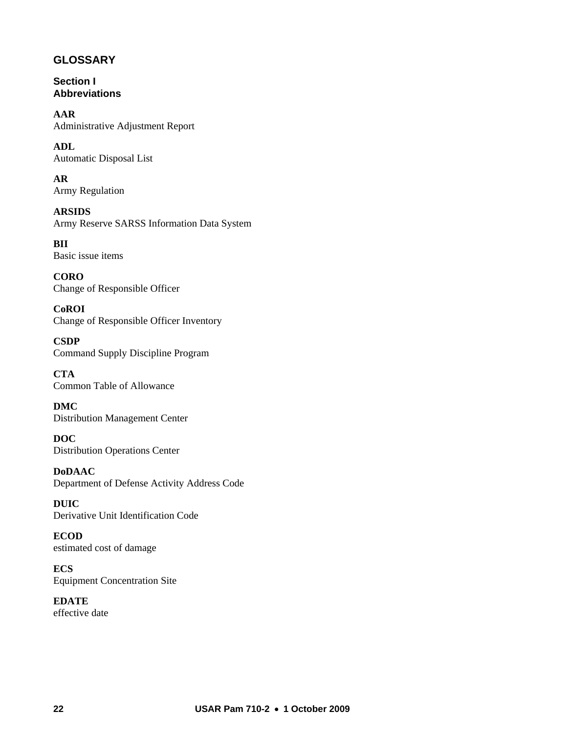# GLOSSARY

## Section I
## Abbreviations

**AAR**
Administrative Adjustment Report

**ADL**
Automatic Disposal List

**AR**
Army Regulation

**ARSIDS**
Army Reserve SARSS Information Data System

**BII**
Basic issue items

**CORO**
Change of Responsible Officer

**CoROI**
Change of Responsible Officer Inventory

**CSDP**
Command Supply Discipline Program

**CTA**
Common Table of Allowance

**DMC**
Distribution Management Center

**DOC**
Distribution Operations Center

**DoDAAC**
Department of Defense Activity Address Code

**DUIC**
Derivative Unit Identification Code

**ECOD**
estimated cost of damage

**ECS**
Equipment Concentration Site

**EDATE**
effective date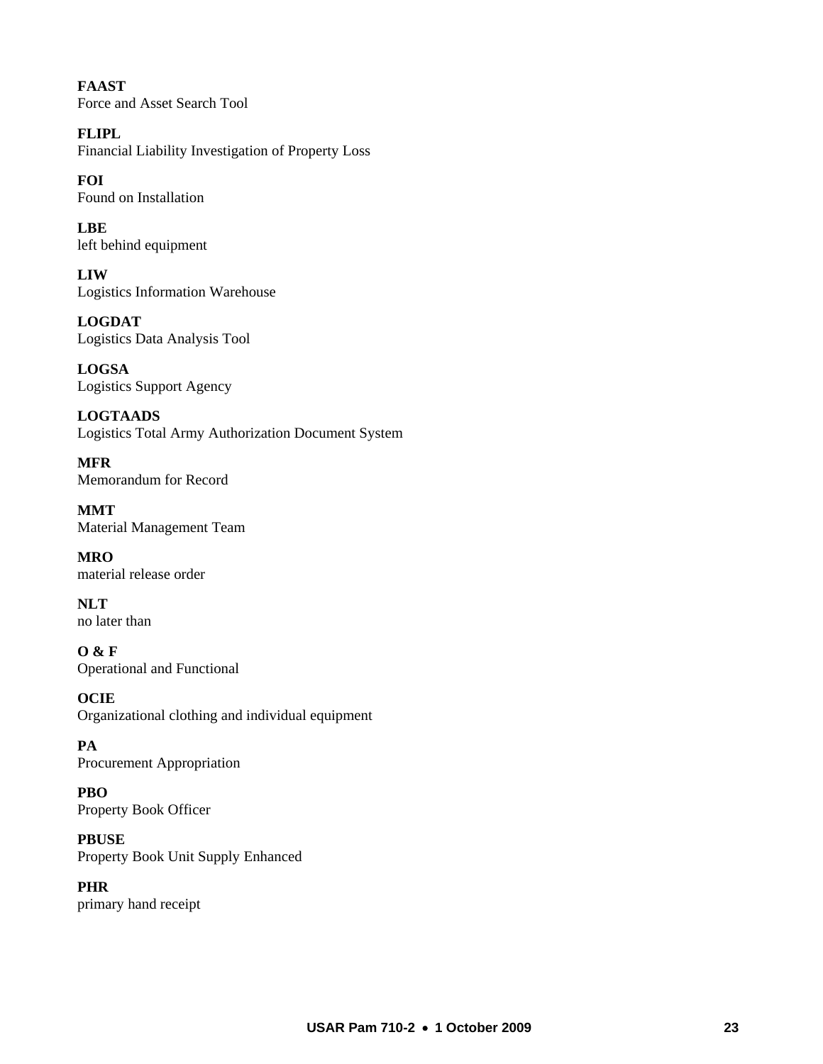**FAAST**
Force and Asset Search Tool

**FLIPL**
Financial Liability Investigation of Property Loss

**FOI**
Found on Installation

**LBE**
left behind equipment

**LIW**
Logistics Information Warehouse

**LOGDAT**
Logistics Data Analysis Tool

**LOGSA**
Logistics Support Agency

**LOGTAADS**
Logistics Total Army Authorization Document System

**MFR**
Memorandum for Record

**MMT**
Material Management Team

**MRO**
material release order

**NLT**
no later than

**O & F**
Operational and Functional

**OCIE**
Organizational clothing and individual equipment

**PA**
Procurement Appropriation

**PBO**
Property Book Officer

**PBUSE**
Property Book Unit Supply Enhanced

**PHR**
primary hand receipt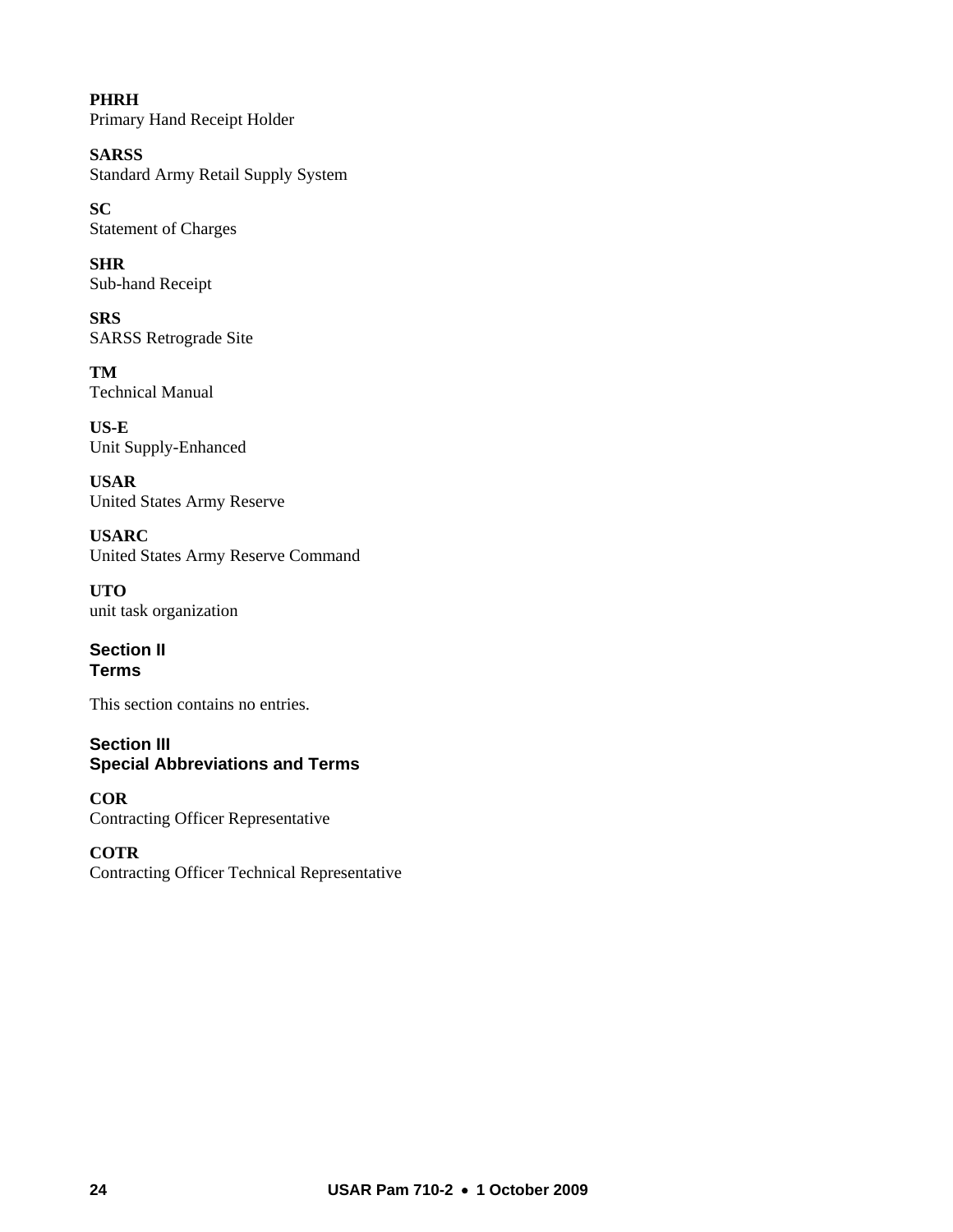**PHRH**
Primary Hand Receipt Holder

**SARSS**
Standard Army Retail Supply System

**SC**
Statement of Charges

**SHR**
Sub-hand Receipt

**SRS**
SARSS Retrograde Site

**TM**
Technical Manual

**US-E**
Unit Supply-Enhanced

**USAR**
United States Army Reserve

**USARC**
United States Army Reserve Command

**UTO**
unit task organization

## Section II
## Terms

This section contains no entries.

## Section III
## Special Abbreviations and Terms

**COR**
Contracting Officer Representative

**COTR**
Contracting Officer Technical Representative